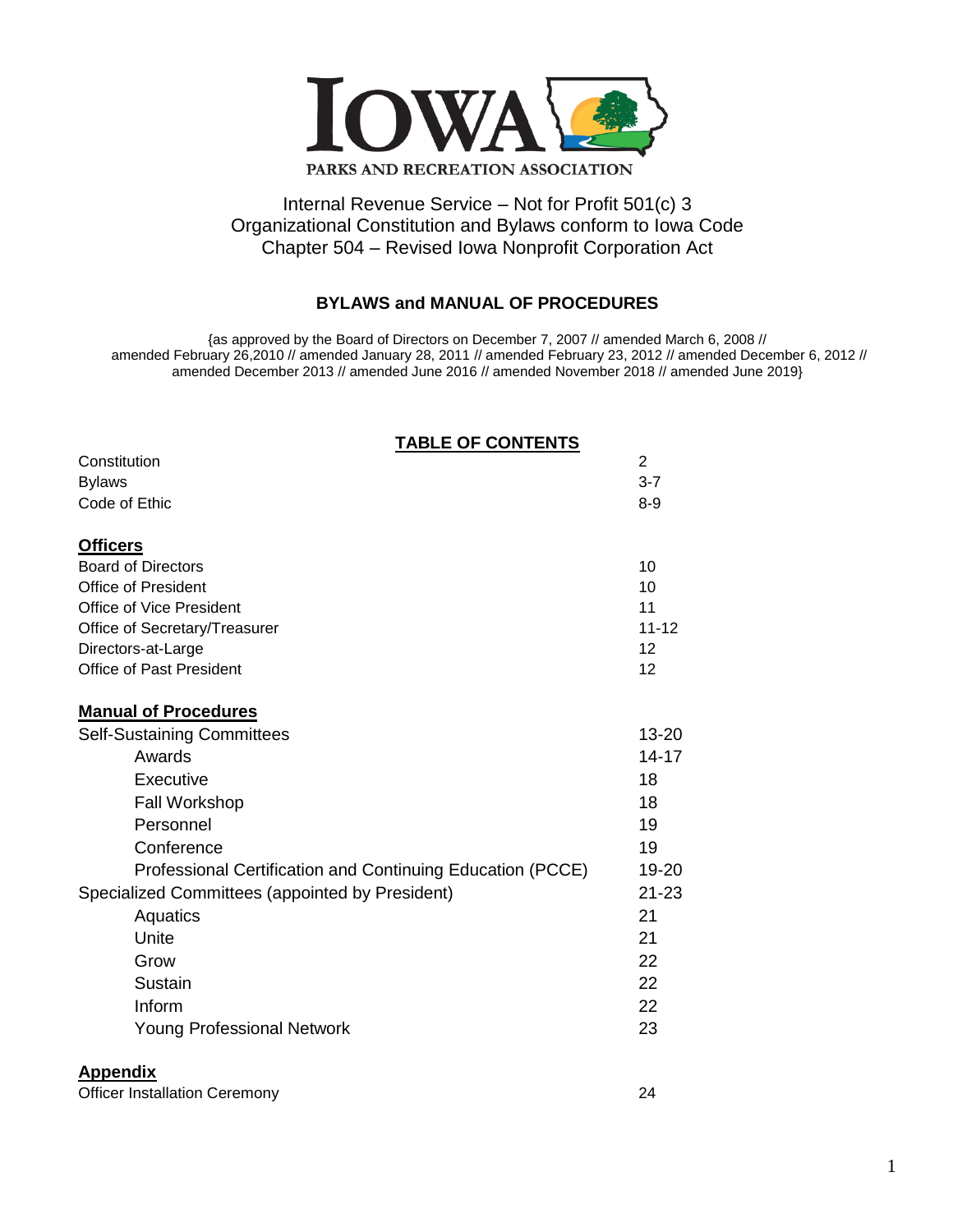# IOWA PARKS AND RECREATION ASSOCIATION

Internal Revenue Service – Not for Profit 501(c) 3
Organizational Constitution and Bylaws conform to Iowa Code Chapter 504 – Revised Iowa Nonprofit Corporation Act

## BYLAWS and MANUAL OF PROCEDURES

{as approved by the Board of Directors on December 7, 2007 // amended March 6, 2008 // amended February 26,2010 // amended January 28, 2011 // amended February 23, 2012 // amended December 6, 2012 // amended December 2013 // amended June 2016 // amended November 2018 // amended June 2019}

## TABLE OF CONTENTS

| | |
|---|---|
| Constitution | 2 |
| Bylaws | 3-7 |
| Code of Ethic | 8-9 |
| **Officers** | |
| Board of Directors | 10 |
| Office of President | 10 |
| Office of Vice President | 11 |
| Office of Secretary/Treasurer | 11-12 |
| Directors-at-Large | 12 |
| Office of Past President | 12 |
| **Manual of Procedures** | |
| Self-Sustaining Committees | 13-20 |
| Awards | 14-17 |
| Executive | 18 |
| Fall Workshop | 18 |
| Personnel | 19 |
| Conference | 19 |
| Professional Certification and Continuing Education (PCCE) | 19-20 |
| Specialized Committees (appointed by President) | 21-23 |
| Aquatics | 21 |
| Unite | 21 |
| Grow | 22 |
| Sustain | 22 |
| Inform | 22 |
| Young Professional Network | 23 |
| **Appendix** | |
| Officer Installation Ceremony | 24 |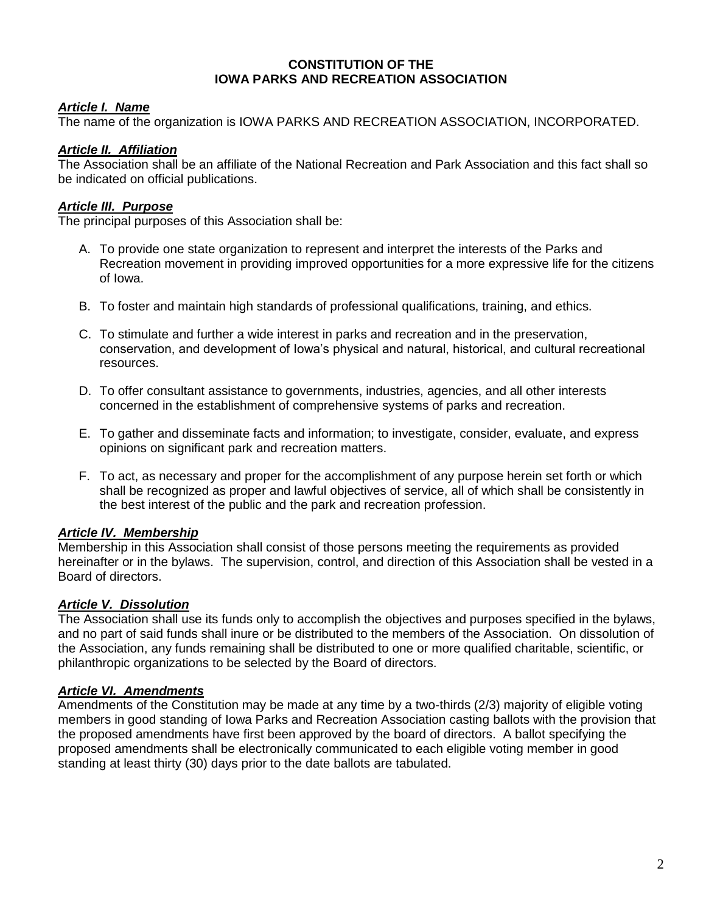# CONSTITUTION OF THE IOWA PARKS AND RECREATION ASSOCIATION

## ***Article I. Name***

The name of the organization is IOWA PARKS AND RECREATION ASSOCIATION, INCORPORATED.

## ***Article II. Affiliation***

The Association shall be an affiliate of the National Recreation and Park Association and this fact shall so be indicated on official publications.

## ***Article III. Purpose***

The principal purposes of this Association shall be:

A. To provide one state organization to represent and interpret the interests of the Parks and Recreation movement in providing improved opportunities for a more expressive life for the citizens of Iowa.

B. To foster and maintain high standards of professional qualifications, training, and ethics.

C. To stimulate and further a wide interest in parks and recreation and in the preservation, conservation, and development of Iowa's physical and natural, historical, and cultural recreational resources.

D. To offer consultant assistance to governments, industries, agencies, and all other interests concerned in the establishment of comprehensive systems of parks and recreation.

E. To gather and disseminate facts and information; to investigate, consider, evaluate, and express opinions on significant park and recreation matters.

F. To act, as necessary and proper for the accomplishment of any purpose herein set forth or which shall be recognized as proper and lawful objectives of service, all of which shall be consistently in the best interest of the public and the park and recreation profession.

## ***Article IV. Membership***

Membership in this Association shall consist of those persons meeting the requirements as provided hereinafter or in the bylaws. The supervision, control, and direction of this Association shall be vested in a Board of directors.

## ***Article V. Dissolution***

The Association shall use its funds only to accomplish the objectives and purposes specified in the bylaws, and no part of said funds shall inure or be distributed to the members of the Association. On dissolution of the Association, any funds remaining shall be distributed to one or more qualified charitable, scientific, or philanthropic organizations to be selected by the Board of directors.

## ***Article VI. Amendments***

Amendments of the Constitution may be made at any time by a two-thirds (2/3) majority of eligible voting members in good standing of Iowa Parks and Recreation Association casting ballots with the provision that the proposed amendments have first been approved by the board of directors. A ballot specifying the proposed amendments shall be electronically communicated to each eligible voting member in good standing at least thirty (30) days prior to the date ballots are tabulated.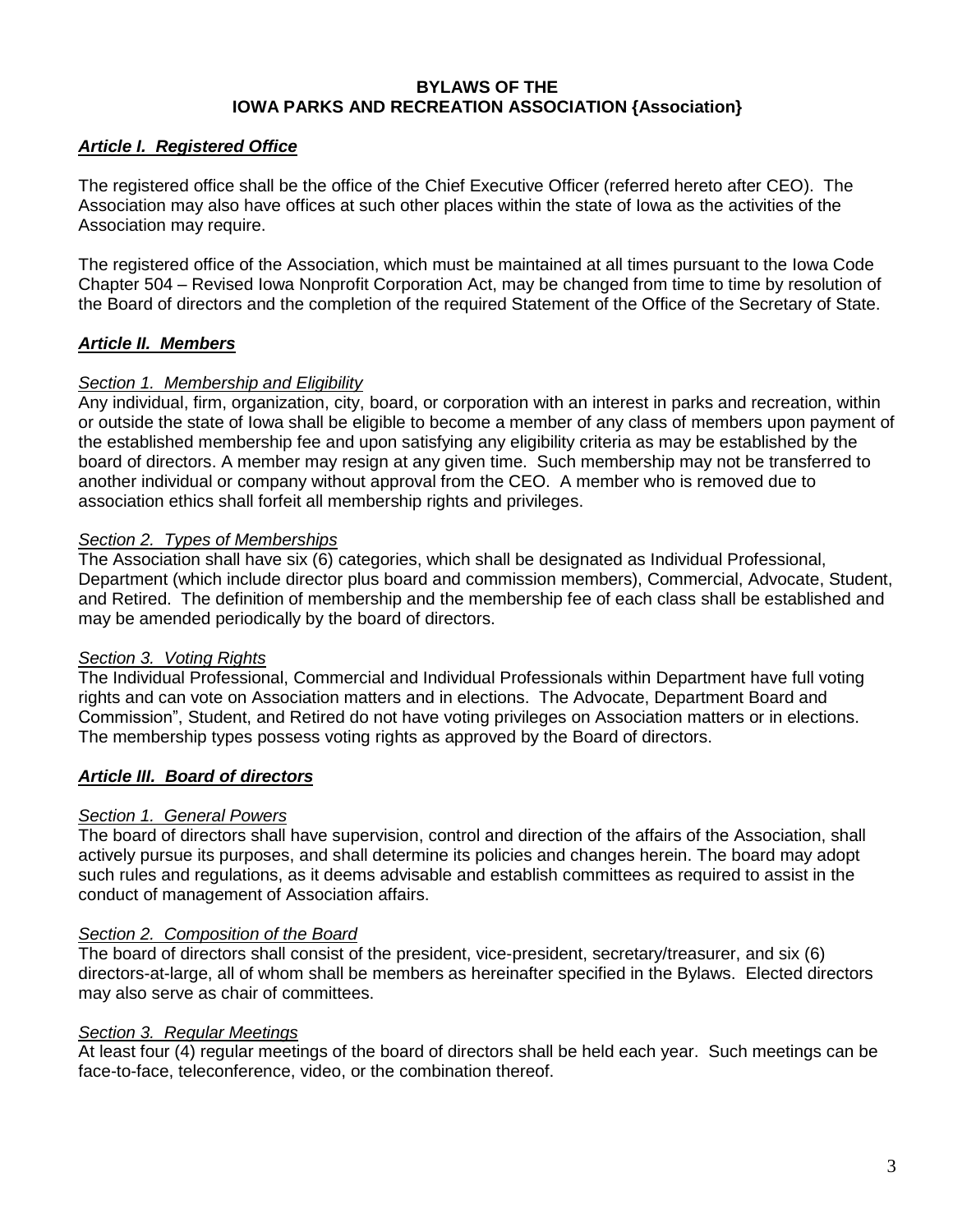**BYLAWS OF THE**
**IOWA PARKS AND RECREATION ASSOCIATION {Association}**

## ***Article I. Registered Office***

The registered office shall be the office of the Chief Executive Officer (referred hereto after CEO). The Association may also have offices at such other places within the state of Iowa as the activities of the Association may require.

The registered office of the Association, which must be maintained at all times pursuant to the Iowa Code Chapter 504 – Revised Iowa Nonprofit Corporation Act, may be changed from time to time by resolution of the Board of directors and the completion of the required Statement of the Office of the Secretary of State.

## ***Article II. Members***

### *Section 1. Membership and Eligibility*

Any individual, firm, organization, city, board, or corporation with an interest in parks and recreation, within or outside the state of Iowa shall be eligible to become a member of any class of members upon payment of the established membership fee and upon satisfying any eligibility criteria as may be established by the board of directors. A member may resign at any given time. Such membership may not be transferred to another individual or company without approval from the CEO. A member who is removed due to association ethics shall forfeit all membership rights and privileges.

### *Section 2. Types of Memberships*

The Association shall have six (6) categories, which shall be designated as Individual Professional, Department (which include director plus board and commission members), Commercial, Advocate, Student, and Retired. The definition of membership and the membership fee of each class shall be established and may be amended periodically by the board of directors.

### *Section 3. Voting Rights*

The Individual Professional, Commercial and Individual Professionals within Department have full voting rights and can vote on Association matters and in elections. The Advocate, Department Board and Commission", Student, and Retired do not have voting privileges on Association matters or in elections. The membership types possess voting rights as approved by the Board of directors.

## ***Article III. Board of directors***

### *Section 1. General Powers*

The board of directors shall have supervision, control and direction of the affairs of the Association, shall actively pursue its purposes, and shall determine its policies and changes herein. The board may adopt such rules and regulations, as it deems advisable and establish committees as required to assist in the conduct of management of Association affairs.

### *Section 2. Composition of the Board*

The board of directors shall consist of the president, vice-president, secretary/treasurer, and six (6) directors-at-large, all of whom shall be members as hereinafter specified in the Bylaws. Elected directors may also serve as chair of committees.

### *Section 3. Regular Meetings*

At least four (4) regular meetings of the board of directors shall be held each year. Such meetings can be face-to-face, teleconference, video, or the combination thereof.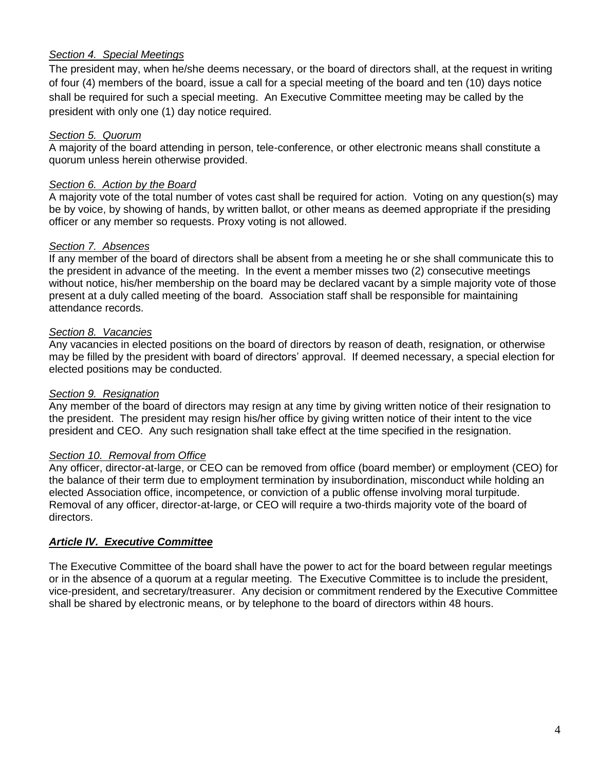*Section 4. Special Meetings*

The president may, when he/she deems necessary, or the board of directors shall, at the request in writing of four (4) members of the board, issue a call for a special meeting of the board and ten (10) days notice shall be required for such a special meeting. An Executive Committee meeting may be called by the president with only one (1) day notice required.

*Section 5. Quorum*

A majority of the board attending in person, tele-conference, or other electronic means shall constitute a quorum unless herein otherwise provided.

*Section 6. Action by the Board*

A majority vote of the total number of votes cast shall be required for action. Voting on any question(s) may be by voice, by showing of hands, by written ballot, or other means as deemed appropriate if the presiding officer or any member so requests. Proxy voting is not allowed.

*Section 7. Absences*

If any member of the board of directors shall be absent from a meeting he or she shall communicate this to the president in advance of the meeting. In the event a member misses two (2) consecutive meetings without notice, his/her membership on the board may be declared vacant by a simple majority vote of those present at a duly called meeting of the board. Association staff shall be responsible for maintaining attendance records.

*Section 8. Vacancies*

Any vacancies in elected positions on the board of directors by reason of death, resignation, or otherwise may be filled by the president with board of directors' approval. If deemed necessary, a special election for elected positions may be conducted.

*Section 9. Resignation*

Any member of the board of directors may resign at any time by giving written notice of their resignation to the president. The president may resign his/her office by giving written notice of their intent to the vice president and CEO. Any such resignation shall take effect at the time specified in the resignation.

*Section 10. Removal from Office*

Any officer, director-at-large, or CEO can be removed from office (board member) or employment (CEO) for the balance of their term due to employment termination by insubordination, misconduct while holding an elected Association office, incompetence, or conviction of a public offense involving moral turpitude. Removal of any officer, director-at-large, or CEO will require a two-thirds majority vote of the board of directors.

## ***Article IV. Executive Committee***

The Executive Committee of the board shall have the power to act for the board between regular meetings or in the absence of a quorum at a regular meeting. The Executive Committee is to include the president, vice-president, and secretary/treasurer. Any decision or commitment rendered by the Executive Committee shall be shared by electronic means, or by telephone to the board of directors within 48 hours.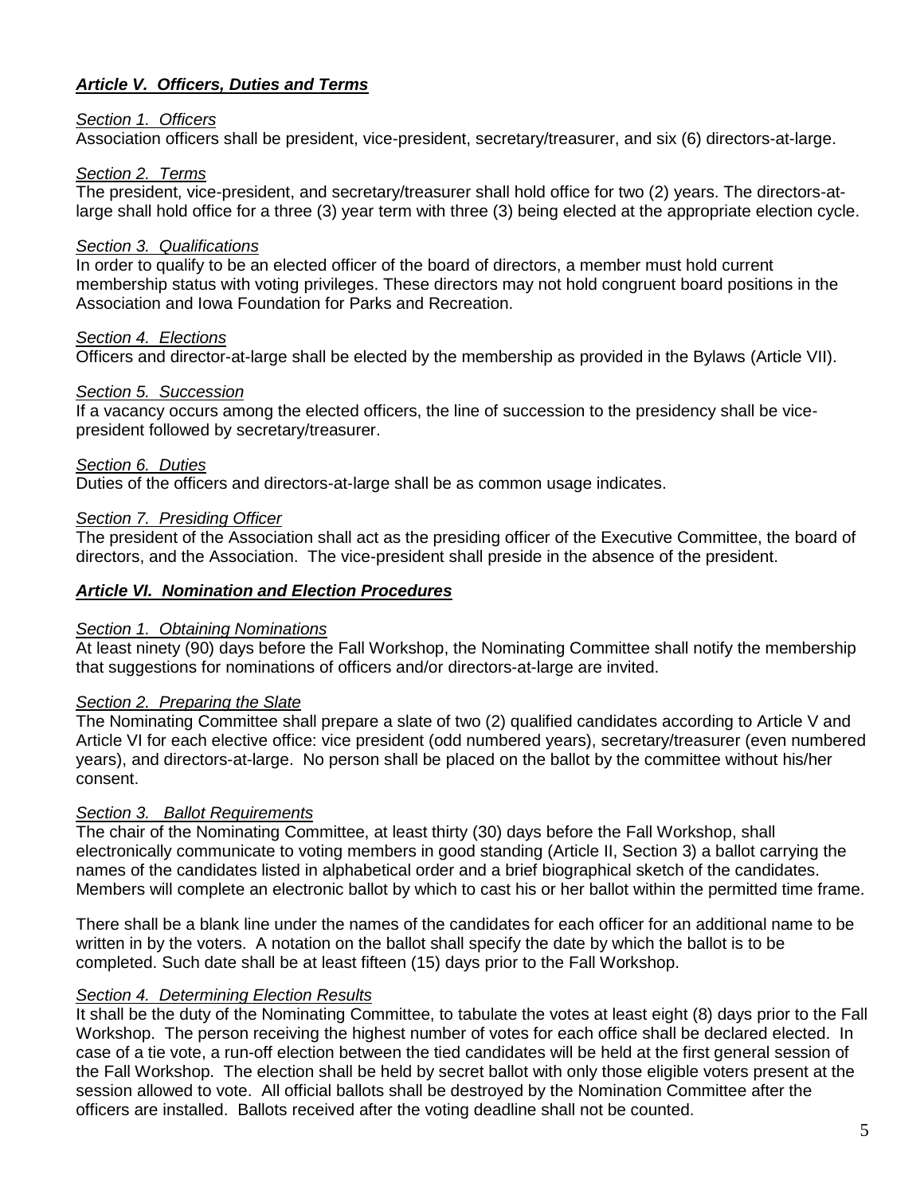### ***Article V. Officers, Duties and Terms***

*Section 1. Officers*

Association officers shall be president, vice-president, secretary/treasurer, and six (6) directors-at-large.

*Section 2. Terms*

The president, vice-president, and secretary/treasurer shall hold office for two (2) years. The directors-at-large shall hold office for a three (3) year term with three (3) being elected at the appropriate election cycle.

*Section 3. Qualifications*

In order to qualify to be an elected officer of the board of directors, a member must hold current membership status with voting privileges. These directors may not hold congruent board positions in the Association and Iowa Foundation for Parks and Recreation.

*Section 4. Elections*

Officers and director-at-large shall be elected by the membership as provided in the Bylaws (Article VII).

*Section 5. Succession*

If a vacancy occurs among the elected officers, the line of succession to the presidency shall be vice-president followed by secretary/treasurer.

*Section 6. Duties*

Duties of the officers and directors-at-large shall be as common usage indicates.

*Section 7. Presiding Officer*

The president of the Association shall act as the presiding officer of the Executive Committee, the board of directors, and the Association. The vice-president shall preside in the absence of the president.

### ***Article VI. Nomination and Election Procedures***

*Section 1. Obtaining Nominations*

At least ninety (90) days before the Fall Workshop, the Nominating Committee shall notify the membership that suggestions for nominations of officers and/or directors-at-large are invited.

*Section 2. Preparing the Slate*

The Nominating Committee shall prepare a slate of two (2) qualified candidates according to Article V and Article VI for each elective office: vice president (odd numbered years), secretary/treasurer (even numbered years), and directors-at-large. No person shall be placed on the ballot by the committee without his/her consent.

*Section 3. Ballot Requirements*

The chair of the Nominating Committee, at least thirty (30) days before the Fall Workshop, shall electronically communicate to voting members in good standing (Article II, Section 3) a ballot carrying the names of the candidates listed in alphabetical order and a brief biographical sketch of the candidates. Members will complete an electronic ballot by which to cast his or her ballot within the permitted time frame.

There shall be a blank line under the names of the candidates for each officer for an additional name to be written in by the voters. A notation on the ballot shall specify the date by which the ballot is to be completed. Such date shall be at least fifteen (15) days prior to the Fall Workshop.

*Section 4. Determining Election Results*

It shall be the duty of the Nominating Committee, to tabulate the votes at least eight (8) days prior to the Fall Workshop. The person receiving the highest number of votes for each office shall be declared elected. In case of a tie vote, a run-off election between the tied candidates will be held at the first general session of the Fall Workshop. The election shall be held by secret ballot with only those eligible voters present at the session allowed to vote. All official ballots shall be destroyed by the Nomination Committee after the officers are installed. Ballots received after the voting deadline shall not be counted.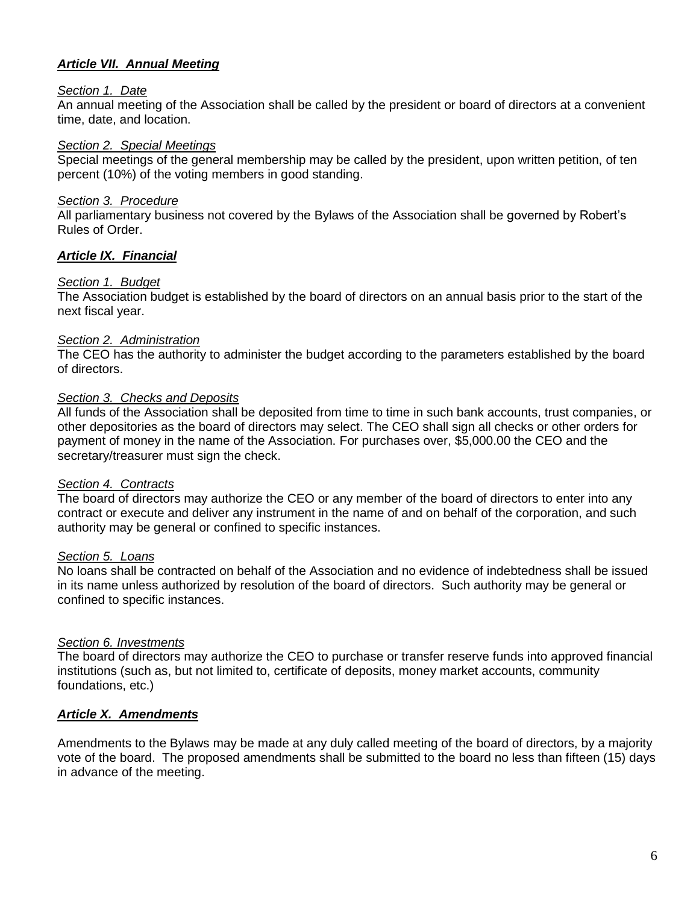## ***Article VII. Annual Meeting***

*Section 1. Date*

An annual meeting of the Association shall be called by the president or board of directors at a convenient time, date, and location.

*Section 2. Special Meetings*

Special meetings of the general membership may be called by the president, upon written petition, of ten percent (10%) of the voting members in good standing.

*Section 3. Procedure*

All parliamentary business not covered by the Bylaws of the Association shall be governed by Robert's Rules of Order.

## ***Article IX. Financial***

*Section 1. Budget*

The Association budget is established by the board of directors on an annual basis prior to the start of the next fiscal year.

*Section 2. Administration*

The CEO has the authority to administer the budget according to the parameters established by the board of directors.

*Section 3. Checks and Deposits*

All funds of the Association shall be deposited from time to time in such bank accounts, trust companies, or other depositories as the board of directors may select. The CEO shall sign all checks or other orders for payment of money in the name of the Association. For purchases over, $5,000.00 the CEO and the secretary/treasurer must sign the check.

*Section 4. Contracts*

The board of directors may authorize the CEO or any member of the board of directors to enter into any contract or execute and deliver any instrument in the name of and on behalf of the corporation, and such authority may be general or confined to specific instances.

*Section 5. Loans*

No loans shall be contracted on behalf of the Association and no evidence of indebtedness shall be issued in its name unless authorized by resolution of the board of directors. Such authority may be general or confined to specific instances.

*Section 6. Investments*

The board of directors may authorize the CEO to purchase or transfer reserve funds into approved financial institutions (such as, but not limited to, certificate of deposits, money market accounts, community foundations, etc.)

## ***Article X. Amendments***

Amendments to the Bylaws may be made at any duly called meeting of the board of directors, by a majority vote of the board. The proposed amendments shall be submitted to the board no less than fifteen (15) days in advance of the meeting.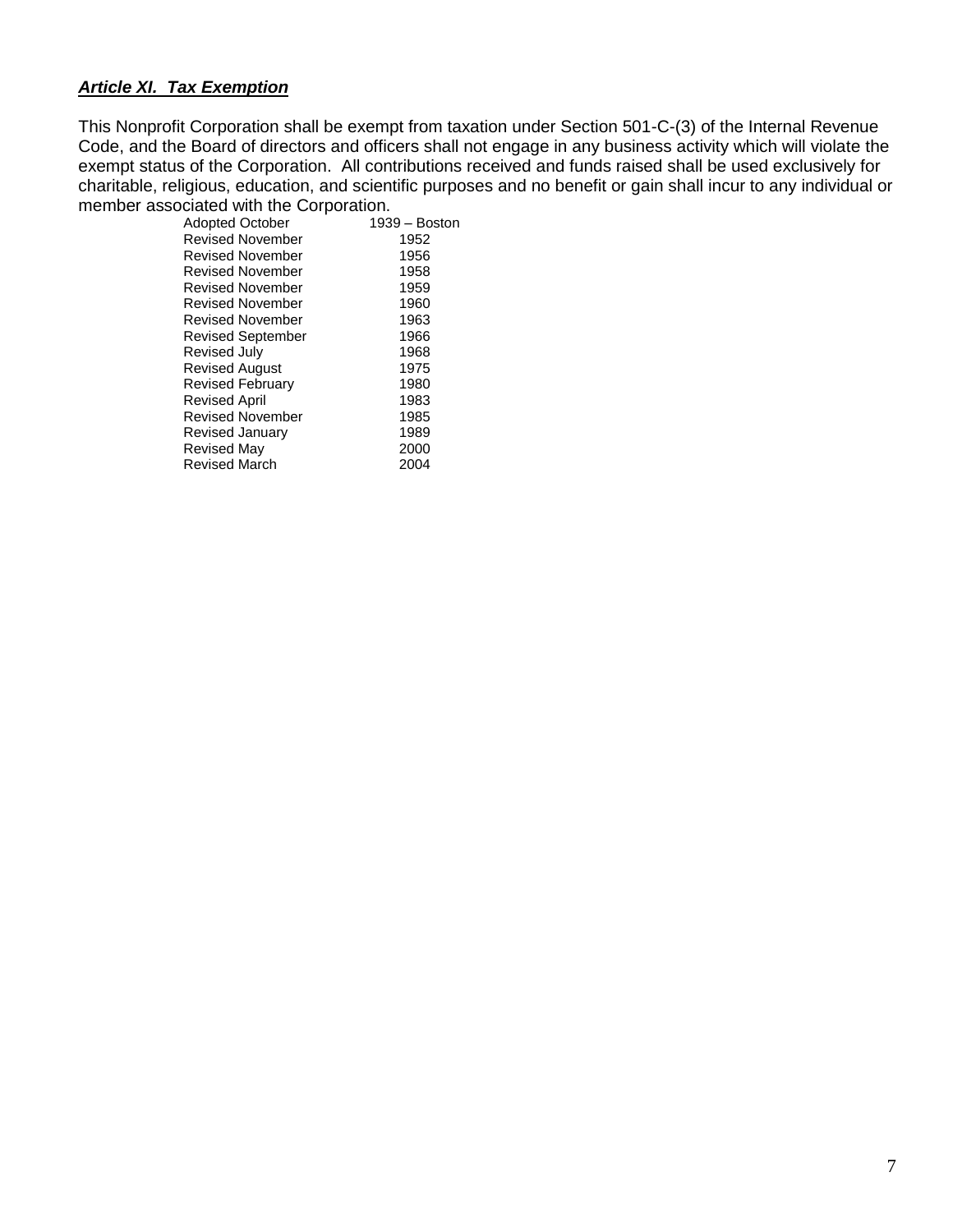### ***Article XI. Tax Exemption***

This Nonprofit Corporation shall be exempt from taxation under Section 501-C-(3) of the Internal Revenue Code, and the Board of directors and officers shall not engage in any business activity which will violate the exempt status of the Corporation. All contributions received and funds raised shall be used exclusively for charitable, religious, education, and scientific purposes and no benefit or gain shall incur to any individual or member associated with the Corporation.

| | |
|---|---|
| Adopted October | 1939 – Boston |
| Revised November | 1952 |
| Revised November | 1956 |
| Revised November | 1958 |
| Revised November | 1959 |
| Revised November | 1960 |
| Revised November | 1963 |
| Revised September | 1966 |
| Revised July | 1968 |
| Revised August | 1975 |
| Revised February | 1980 |
| Revised April | 1983 |
| Revised November | 1985 |
| Revised January | 1989 |
| Revised May | 2000 |
| Revised March | 2004 |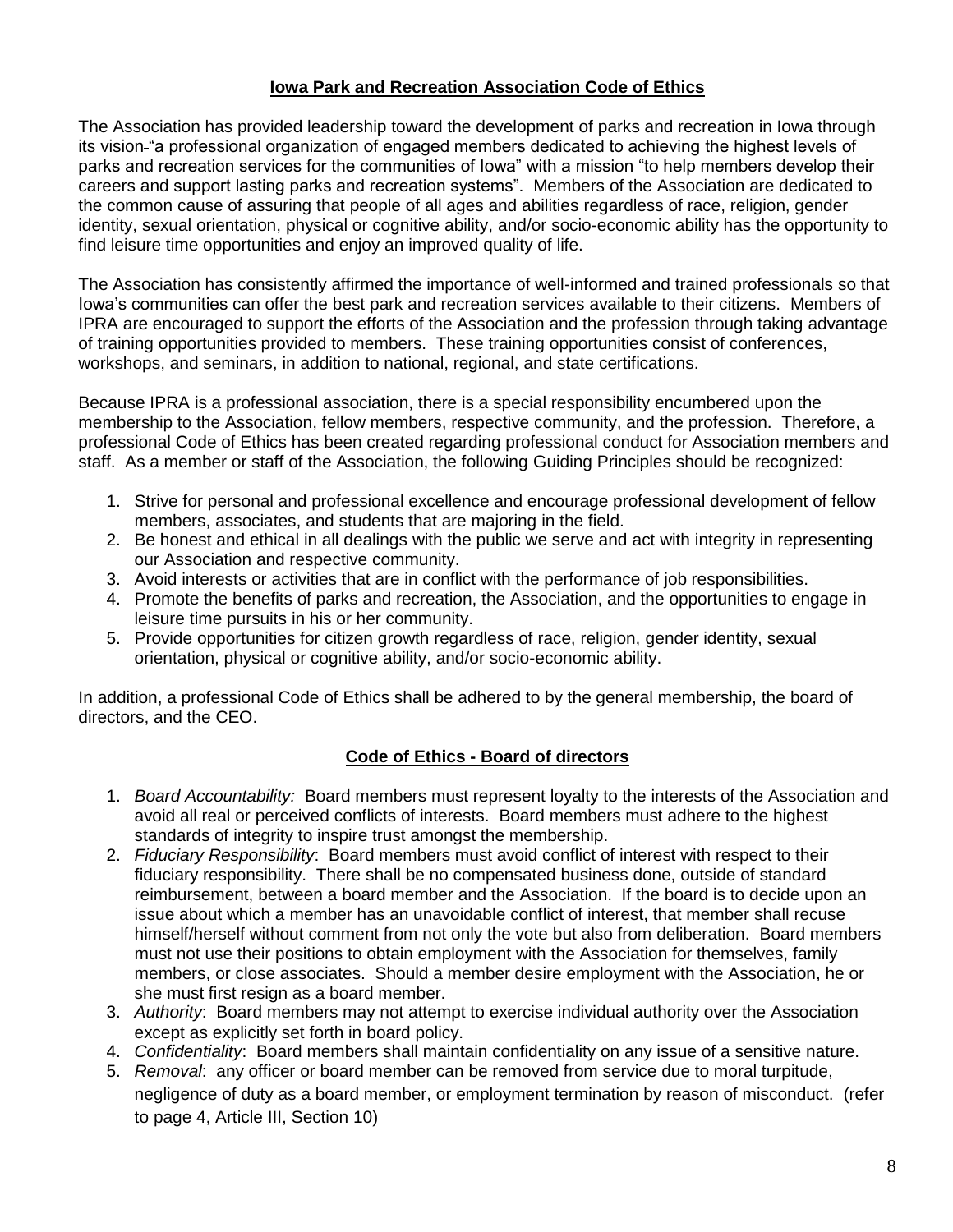## Iowa Park and Recreation Association Code of Ethics

The Association has provided leadership toward the development of parks and recreation in Iowa through its vision "a professional organization of engaged members dedicated to achieving the highest levels of parks and recreation services for the communities of Iowa" with a mission "to help members develop their careers and support lasting parks and recreation systems". Members of the Association are dedicated to the common cause of assuring that people of all ages and abilities regardless of race, religion, gender identity, sexual orientation, physical or cognitive ability, and/or socio-economic ability has the opportunity to find leisure time opportunities and enjoy an improved quality of life.

The Association has consistently affirmed the importance of well-informed and trained professionals so that Iowa's communities can offer the best park and recreation services available to their citizens. Members of IPRA are encouraged to support the efforts of the Association and the profession through taking advantage of training opportunities provided to members. These training opportunities consist of conferences, workshops, and seminars, in addition to national, regional, and state certifications.

Because IPRA is a professional association, there is a special responsibility encumbered upon the membership to the Association, fellow members, respective community, and the profession. Therefore, a professional Code of Ethics has been created regarding professional conduct for Association members and staff. As a member or staff of the Association, the following Guiding Principles should be recognized:

1. Strive for personal and professional excellence and encourage professional development of fellow members, associates, and students that are majoring in the field.
2. Be honest and ethical in all dealings with the public we serve and act with integrity in representing our Association and respective community.
3. Avoid interests or activities that are in conflict with the performance of job responsibilities.
4. Promote the benefits of parks and recreation, the Association, and the opportunities to engage in leisure time pursuits in his or her community.
5. Provide opportunities for citizen growth regardless of race, religion, gender identity, sexual orientation, physical or cognitive ability, and/or socio-economic ability.

In addition, a professional Code of Ethics shall be adhered to by the general membership, the board of directors, and the CEO.

## Code of Ethics - Board of directors

1. *Board Accountability:* Board members must represent loyalty to the interests of the Association and avoid all real or perceived conflicts of interests. Board members must adhere to the highest standards of integrity to inspire trust amongst the membership.
2. *Fiduciary Responsibility*: Board members must avoid conflict of interest with respect to their fiduciary responsibility. There shall be no compensated business done, outside of standard reimbursement, between a board member and the Association. If the board is to decide upon an issue about which a member has an unavoidable conflict of interest, that member shall recuse himself/herself without comment from not only the vote but also from deliberation. Board members must not use their positions to obtain employment with the Association for themselves, family members, or close associates. Should a member desire employment with the Association, he or she must first resign as a board member.
3. *Authority*: Board members may not attempt to exercise individual authority over the Association except as explicitly set forth in board policy.
4. *Confidentiality*: Board members shall maintain confidentiality on any issue of a sensitive nature.
5. *Removal*: any officer or board member can be removed from service due to moral turpitude, negligence of duty as a board member, or employment termination by reason of misconduct. (refer to page 4, Article III, Section 10)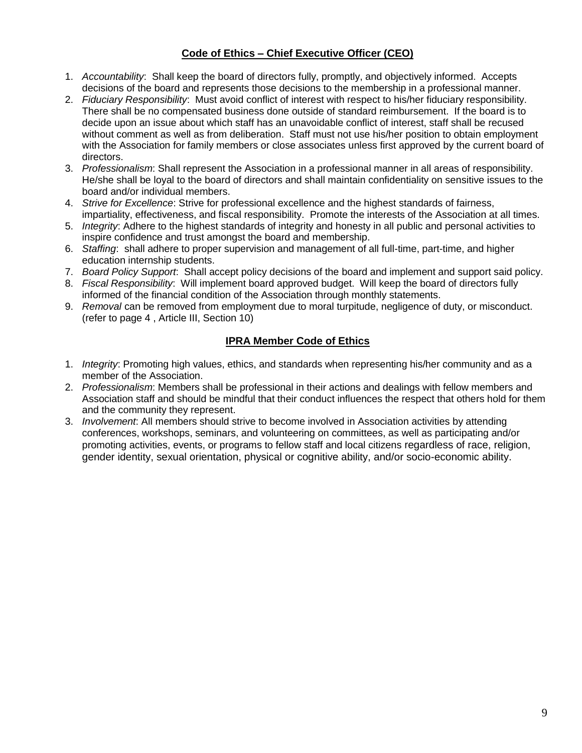## **Code of Ethics – Chief Executive Officer (CEO)**

1. *Accountability*: Shall keep the board of directors fully, promptly, and objectively informed. Accepts decisions of the board and represents those decisions to the membership in a professional manner.
2. *Fiduciary Responsibility*: Must avoid conflict of interest with respect to his/her fiduciary responsibility. There shall be no compensated business done outside of standard reimbursement. If the board is to decide upon an issue about which staff has an unavoidable conflict of interest, staff shall be recused without comment as well as from deliberation. Staff must not use his/her position to obtain employment with the Association for family members or close associates unless first approved by the current board of directors.
3. *Professionalism*: Shall represent the Association in a professional manner in all areas of responsibility. He/she shall be loyal to the board of directors and shall maintain confidentiality on sensitive issues to the board and/or individual members.
4. *Strive for Excellence*: Strive for professional excellence and the highest standards of fairness, impartiality, effectiveness, and fiscal responsibility. Promote the interests of the Association at all times.
5. *Integrity*: Adhere to the highest standards of integrity and honesty in all public and personal activities to inspire confidence and trust amongst the board and membership.
6. *Staffing*: shall adhere to proper supervision and management of all full-time, part-time, and higher education internship students.
7. *Board Policy Support*: Shall accept policy decisions of the board and implement and support said policy.
8. *Fiscal Responsibility*: Will implement board approved budget. Will keep the board of directors fully informed of the financial condition of the Association through monthly statements.
9. *Removal* can be removed from employment due to moral turpitude, negligence of duty, or misconduct. (refer to page 4 , Article III, Section 10)

## **IPRA Member Code of Ethics**

1. *Integrity*: Promoting high values, ethics, and standards when representing his/her community and as a member of the Association.
2. *Professionalism*: Members shall be professional in their actions and dealings with fellow members and Association staff and should be mindful that their conduct influences the respect that others hold for them and the community they represent.
3. *Involvement*: All members should strive to become involved in Association activities by attending conferences, workshops, seminars, and volunteering on committees, as well as participating and/or promoting activities, events, or programs to fellow staff and local citizens regardless of race, religion, gender identity, sexual orientation, physical or cognitive ability, and/or socio-economic ability.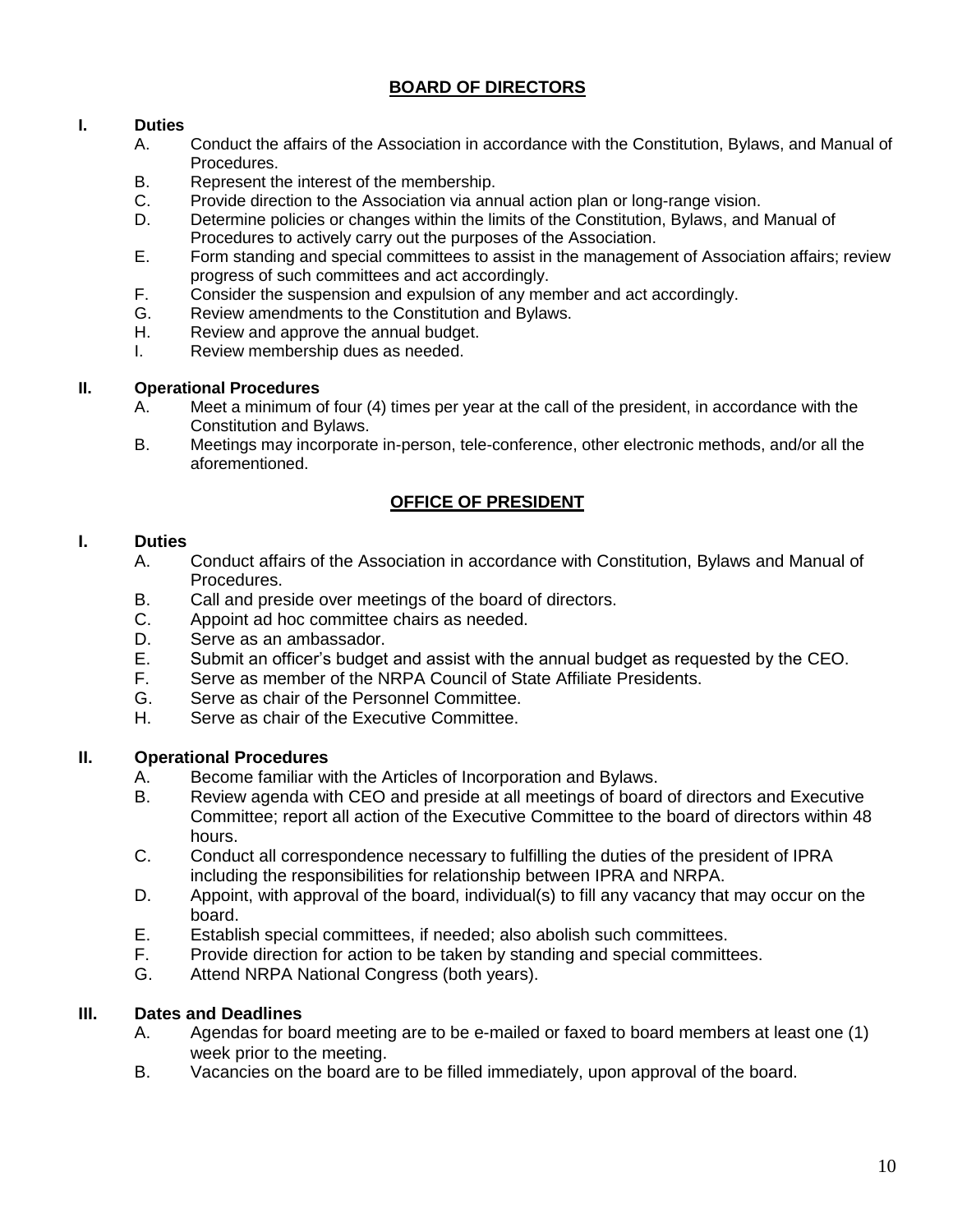## BOARD OF DIRECTORS

**I. Duties**

A. Conduct the affairs of the Association in accordance with the Constitution, Bylaws, and Manual of Procedures.
B. Represent the interest of the membership.
C. Provide direction to the Association via annual action plan or long-range vision.
D. Determine policies or changes within the limits of the Constitution, Bylaws, and Manual of Procedures to actively carry out the purposes of the Association.
E. Form standing and special committees to assist in the management of Association affairs; review progress of such committees and act accordingly.
F. Consider the suspension and expulsion of any member and act accordingly.
G. Review amendments to the Constitution and Bylaws.
H. Review and approve the annual budget.
I. Review membership dues as needed.

**II. Operational Procedures**

A. Meet a minimum of four (4) times per year at the call of the president, in accordance with the Constitution and Bylaws.
B. Meetings may incorporate in-person, tele-conference, other electronic methods, and/or all the aforementioned.

## OFFICE OF PRESIDENT

**I. Duties**

A. Conduct affairs of the Association in accordance with Constitution, Bylaws and Manual of Procedures.
B. Call and preside over meetings of the board of directors.
C. Appoint ad hoc committee chairs as needed.
D. Serve as an ambassador.
E. Submit an officer's budget and assist with the annual budget as requested by the CEO.
F. Serve as member of the NRPA Council of State Affiliate Presidents.
G. Serve as chair of the Personnel Committee.
H. Serve as chair of the Executive Committee.

**II. Operational Procedures**

A. Become familiar with the Articles of Incorporation and Bylaws.
B. Review agenda with CEO and preside at all meetings of board of directors and Executive Committee; report all action of the Executive Committee to the board of directors within 48 hours.
C. Conduct all correspondence necessary to fulfilling the duties of the president of IPRA including the responsibilities for relationship between IPRA and NRPA.
D. Appoint, with approval of the board, individual(s) to fill any vacancy that may occur on the board.
E. Establish special committees, if needed; also abolish such committees.
F. Provide direction for action to be taken by standing and special committees.
G. Attend NRPA National Congress (both years).

**III. Dates and Deadlines**

A. Agendas for board meeting are to be e-mailed or faxed to board members at least one (1) week prior to the meeting.
B. Vacancies on the board are to be filled immediately, upon approval of the board.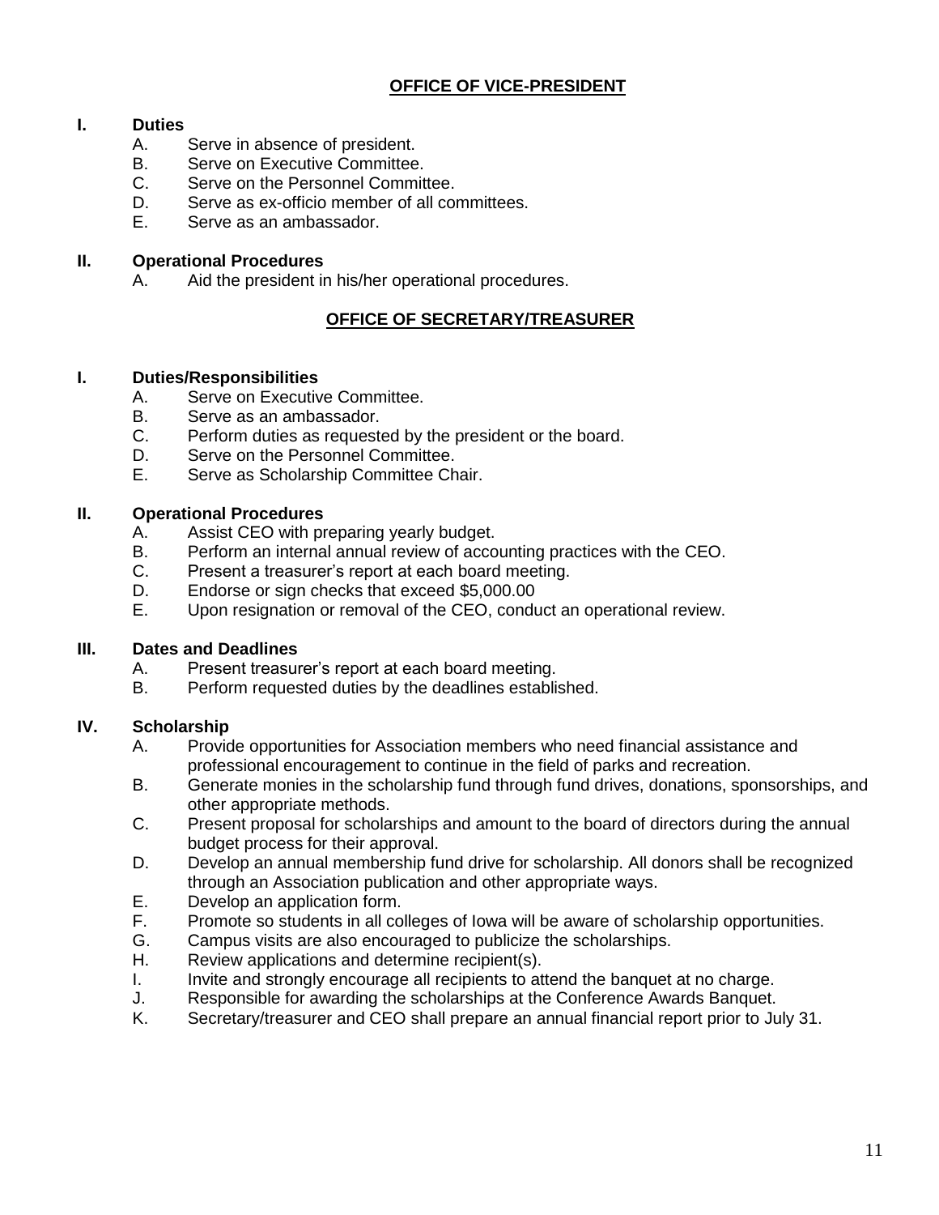## OFFICE OF VICE-PRESIDENT

**I. Duties**

A. Serve in absence of president.
B. Serve on Executive Committee.
C. Serve on the Personnel Committee.
D. Serve as ex-officio member of all committees.
E. Serve as an ambassador.

**II. Operational Procedures**

A. Aid the president in his/her operational procedures.

## OFFICE OF SECRETARY/TREASURER

**I. Duties/Responsibilities**

A. Serve on Executive Committee.
B. Serve as an ambassador.
C. Perform duties as requested by the president or the board.
D. Serve on the Personnel Committee.
E. Serve as Scholarship Committee Chair.

**II. Operational Procedures**

A. Assist CEO with preparing yearly budget.
B. Perform an internal annual review of accounting practices with the CEO.
C. Present a treasurer's report at each board meeting.
D. Endorse or sign checks that exceed $5,000.00
E. Upon resignation or removal of the CEO, conduct an operational review.

**III. Dates and Deadlines**

A. Present treasurer's report at each board meeting.
B. Perform requested duties by the deadlines established.

**IV. Scholarship**

A. Provide opportunities for Association members who need financial assistance and professional encouragement to continue in the field of parks and recreation.
B. Generate monies in the scholarship fund through fund drives, donations, sponsorships, and other appropriate methods.
C. Present proposal for scholarships and amount to the board of directors during the annual budget process for their approval.
D. Develop an annual membership fund drive for scholarship. All donors shall be recognized through an Association publication and other appropriate ways.
E. Develop an application form.
F. Promote so students in all colleges of Iowa will be aware of scholarship opportunities.
G. Campus visits are also encouraged to publicize the scholarships.
H. Review applications and determine recipient(s).
I. Invite and strongly encourage all recipients to attend the banquet at no charge.
J. Responsible for awarding the scholarships at the Conference Awards Banquet.
K. Secretary/treasurer and CEO shall prepare an annual financial report prior to July 31.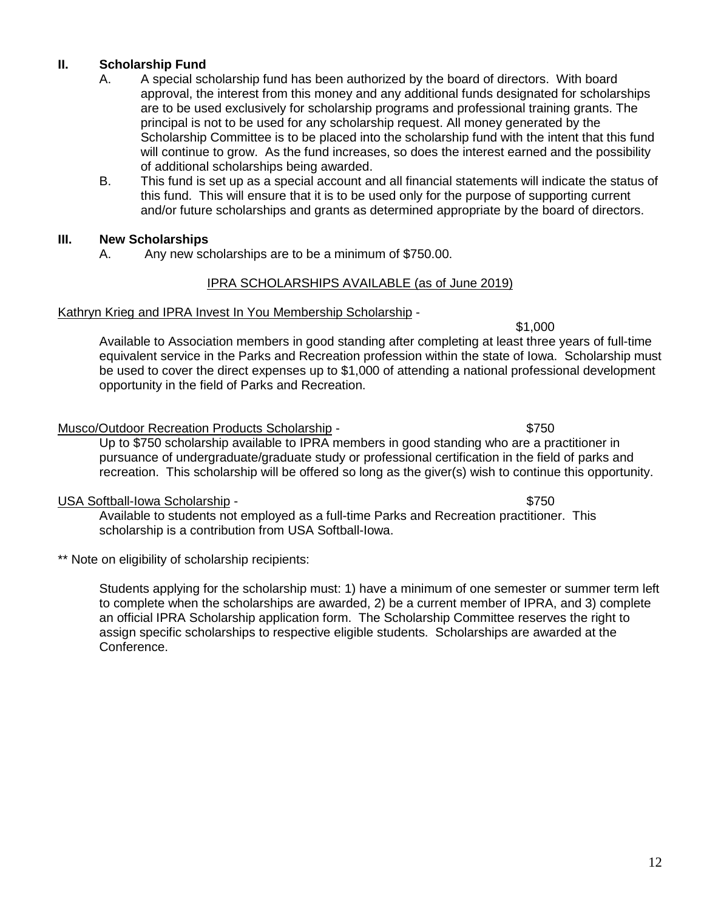## II. Scholarship Fund

A. A special scholarship fund has been authorized by the board of directors. With board approval, the interest from this money and any additional funds designated for scholarships are to be used exclusively for scholarship programs and professional training grants. The principal is not to be used for any scholarship request. All money generated by the Scholarship Committee is to be placed into the scholarship fund with the intent that this fund will continue to grow. As the fund increases, so does the interest earned and the possibility of additional scholarships being awarded.

B. This fund is set up as a special account and all financial statements will indicate the status of this fund. This will ensure that it is to be used only for the purpose of supporting current and/or future scholarships and grants as determined appropriate by the board of directors.

## III. New Scholarships

A. Any new scholarships are to be a minimum of $750.00.

### IPRA SCHOLARSHIPS AVAILABLE (as of June 2019)

Kathryn Krieg and IPRA Invest In You Membership Scholarship - $1,000

Available to Association members in good standing after completing at least three years of full-time equivalent service in the Parks and Recreation profession within the state of Iowa. Scholarship must be used to cover the direct expenses up to $1,000 of attending a national professional development opportunity in the field of Parks and Recreation.

Musco/Outdoor Recreation Products Scholarship - $750

Up to $750 scholarship available to IPRA members in good standing who are a practitioner in pursuance of undergraduate/graduate study or professional certification in the field of parks and recreation. This scholarship will be offered so long as the giver(s) wish to continue this opportunity.

USA Softball-Iowa Scholarship - $750

Available to students not employed as a full-time Parks and Recreation practitioner. This scholarship is a contribution from USA Softball-Iowa.

** Note on eligibility of scholarship recipients:

Students applying for the scholarship must: 1) have a minimum of one semester or summer term left to complete when the scholarships are awarded, 2) be a current member of IPRA, and 3) complete an official IPRA Scholarship application form. The Scholarship Committee reserves the right to assign specific scholarships to respective eligible students. Scholarships are awarded at the Conference.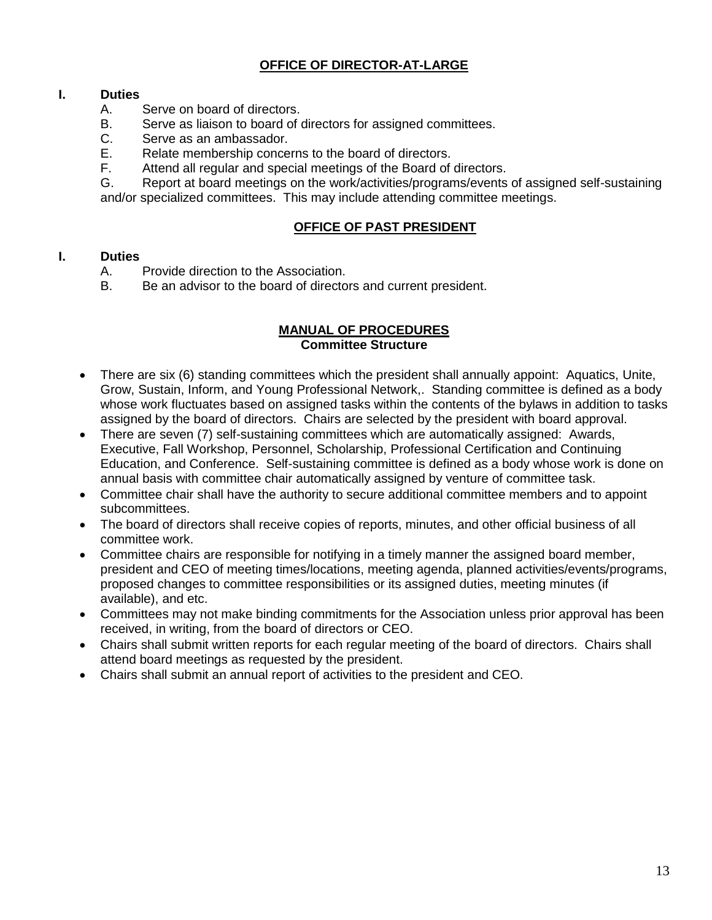## OFFICE OF DIRECTOR-AT-LARGE

**I. Duties**

A. Serve on board of directors.
B. Serve as liaison to board of directors for assigned committees.
C. Serve as an ambassador.
E. Relate membership concerns to the board of directors.
F. Attend all regular and special meetings of the Board of directors.
G. Report at board meetings on the work/activities/programs/events of assigned self-sustaining and/or specialized committees. This may include attending committee meetings.

## OFFICE OF PAST PRESIDENT

**I. Duties**

A. Provide direction to the Association.
B. Be an advisor to the board of directors and current president.

## MANUAL OF PROCEDURES
### Committee Structure

- There are six (6) standing committees which the president shall annually appoint: Aquatics, Unite, Grow, Sustain, Inform, and Young Professional Network,. Standing committee is defined as a body whose work fluctuates based on assigned tasks within the contents of the bylaws in addition to tasks assigned by the board of directors. Chairs are selected by the president with board approval.
- There are seven (7) self-sustaining committees which are automatically assigned: Awards, Executive, Fall Workshop, Personnel, Scholarship, Professional Certification and Continuing Education, and Conference. Self-sustaining committee is defined as a body whose work is done on annual basis with committee chair automatically assigned by venture of committee task.
- Committee chair shall have the authority to secure additional committee members and to appoint subcommittees.
- The board of directors shall receive copies of reports, minutes, and other official business of all committee work.
- Committee chairs are responsible for notifying in a timely manner the assigned board member, president and CEO of meeting times/locations, meeting agenda, planned activities/events/programs, proposed changes to committee responsibilities or its assigned duties, meeting minutes (if available), and etc.
- Committees may not make binding commitments for the Association unless prior approval has been received, in writing, from the board of directors or CEO.
- Chairs shall submit written reports for each regular meeting of the board of directors. Chairs shall attend board meetings as requested by the president.
- Chairs shall submit an annual report of activities to the president and CEO.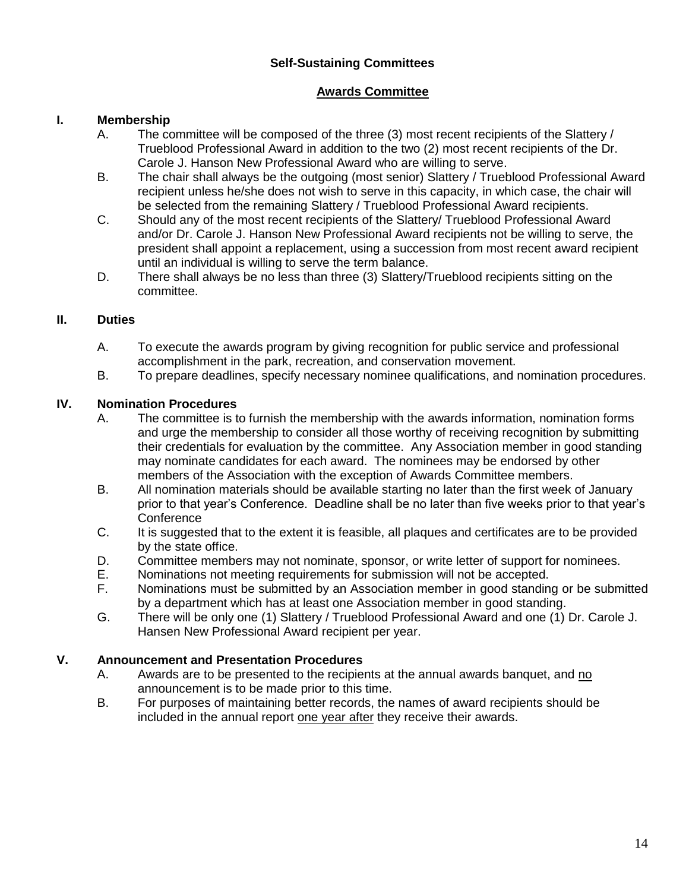**Self-Sustaining Committees**

## Awards Committee

**I. Membership**

A. The committee will be composed of the three (3) most recent recipients of the Slattery / Trueblood Professional Award in addition to the two (2) most recent recipients of the Dr. Carole J. Hanson New Professional Award who are willing to serve.

B. The chair shall always be the outgoing (most senior) Slattery / Trueblood Professional Award recipient unless he/she does not wish to serve in this capacity, in which case, the chair will be selected from the remaining Slattery / Trueblood Professional Award recipients.

C. Should any of the most recent recipients of the Slattery/ Trueblood Professional Award and/or Dr. Carole J. Hanson New Professional Award recipients not be willing to serve, the president shall appoint a replacement, using a succession from most recent award recipient until an individual is willing to serve the term balance.

D. There shall always be no less than three (3) Slattery/Trueblood recipients sitting on the committee.

**II. Duties**

A. To execute the awards program by giving recognition for public service and professional accomplishment in the park, recreation, and conservation movement.

B. To prepare deadlines, specify necessary nominee qualifications, and nomination procedures.

**IV. Nomination Procedures**

A. The committee is to furnish the membership with the awards information, nomination forms and urge the membership to consider all those worthy of receiving recognition by submitting their credentials for evaluation by the committee. Any Association member in good standing may nominate candidates for each award. The nominees may be endorsed by other members of the Association with the exception of Awards Committee members.

B. All nomination materials should be available starting no later than the first week of January prior to that year's Conference. Deadline shall be no later than five weeks prior to that year's Conference

C. It is suggested that to the extent it is feasible, all plaques and certificates are to be provided by the state office.

D. Committee members may not nominate, sponsor, or write letter of support for nominees.

E. Nominations not meeting requirements for submission will not be accepted.

F. Nominations must be submitted by an Association member in good standing or be submitted by a department which has at least one Association member in good standing.

G. There will be only one (1) Slattery / Trueblood Professional Award and one (1) Dr. Carole J. Hansen New Professional Award recipient per year.

**V. Announcement and Presentation Procedures**

A. Awards are to be presented to the recipients at the annual awards banquet, and <u>no</u> announcement is to be made prior to this time.

B. For purposes of maintaining better records, the names of award recipients should be included in the annual report <u>one year after</u> they receive their awards.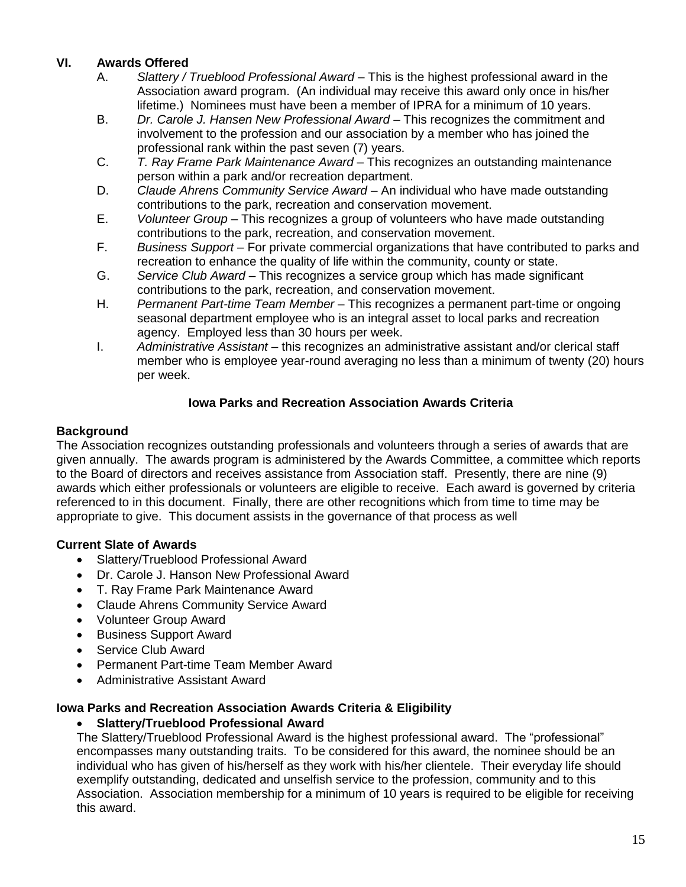## VI. Awards Offered

A. *Slattery / Trueblood Professional Award* – This is the highest professional award in the Association award program. (An individual may receive this award only once in his/her lifetime.) Nominees must have been a member of IPRA for a minimum of 10 years.

B. *Dr. Carole J. Hansen New Professional Award* – This recognizes the commitment and involvement to the profession and our association by a member who has joined the professional rank within the past seven (7) years.

C. *T. Ray Frame Park Maintenance Award* – This recognizes an outstanding maintenance person within a park and/or recreation department.

D. *Claude Ahrens Community Service Award* – An individual who have made outstanding contributions to the park, recreation and conservation movement.

E. *Volunteer Group* – This recognizes a group of volunteers who have made outstanding contributions to the park, recreation, and conservation movement.

F. *Business Support* – For private commercial organizations that have contributed to parks and recreation to enhance the quality of life within the community, county or state.

G. *Service Club Award* – This recognizes a service group which has made significant contributions to the park, recreation, and conservation movement.

H. *Permanent Part-time Team Member* – This recognizes a permanent part-time or ongoing seasonal department employee who is an integral asset to local parks and recreation agency. Employed less than 30 hours per week.

I. *Administrative Assistant* – this recognizes an administrative assistant and/or clerical staff member who is employee year-round averaging no less than a minimum of twenty (20) hours per week.

### Iowa Parks and Recreation Association Awards Criteria

**Background**

The Association recognizes outstanding professionals and volunteers through a series of awards that are given annually. The awards program is administered by the Awards Committee, a committee which reports to the Board of directors and receives assistance from Association staff. Presently, there are nine (9) awards which either professionals or volunteers are eligible to receive. Each award is governed by criteria referenced to in this document. Finally, there are other recognitions which from time to time may be appropriate to give. This document assists in the governance of that process as well

**Current Slate of Awards**

- Slattery/Trueblood Professional Award
- Dr. Carole J. Hanson New Professional Award
- T. Ray Frame Park Maintenance Award
- Claude Ahrens Community Service Award
- Volunteer Group Award
- Business Support Award
- Service Club Award
- Permanent Part-time Team Member Award
- Administrative Assistant Award

**Iowa Parks and Recreation Association Awards Criteria & Eligibility**

- **Slattery/Trueblood Professional Award**

The Slattery/Trueblood Professional Award is the highest professional award. The “professional” encompasses many outstanding traits. To be considered for this award, the nominee should be an individual who has given of his/herself as they work with his/her clientele. Their everyday life should exemplify outstanding, dedicated and unselfish service to the profession, community and to this Association. Association membership for a minimum of 10 years is required to be eligible for receiving this award.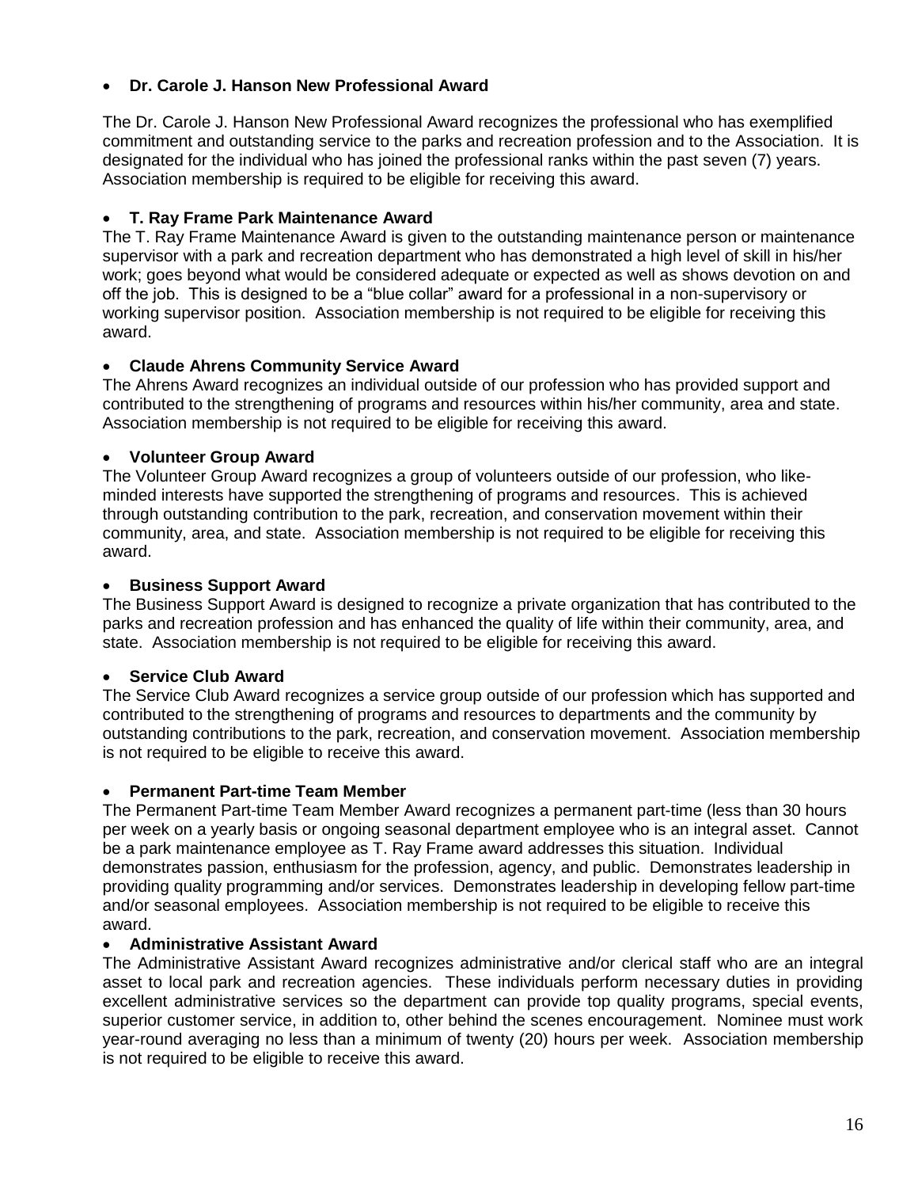- **Dr. Carole J. Hanson New Professional Award**

The Dr. Carole J. Hanson New Professional Award recognizes the professional who has exemplified commitment and outstanding service to the parks and recreation profession and to the Association. It is designated for the individual who has joined the professional ranks within the past seven (7) years. Association membership is required to be eligible for receiving this award.

- **T. Ray Frame Park Maintenance Award**

The T. Ray Frame Maintenance Award is given to the outstanding maintenance person or maintenance supervisor with a park and recreation department who has demonstrated a high level of skill in his/her work; goes beyond what would be considered adequate or expected as well as shows devotion on and off the job. This is designed to be a "blue collar" award for a professional in a non-supervisory or working supervisor position. Association membership is not required to be eligible for receiving this award.

- **Claude Ahrens Community Service Award**

The Ahrens Award recognizes an individual outside of our profession who has provided support and contributed to the strengthening of programs and resources within his/her community, area and state. Association membership is not required to be eligible for receiving this award.

- **Volunteer Group Award**

The Volunteer Group Award recognizes a group of volunteers outside of our profession, who like-minded interests have supported the strengthening of programs and resources. This is achieved through outstanding contribution to the park, recreation, and conservation movement within their community, area, and state. Association membership is not required to be eligible for receiving this award.

- **Business Support Award**

The Business Support Award is designed to recognize a private organization that has contributed to the parks and recreation profession and has enhanced the quality of life within their community, area, and state. Association membership is not required to be eligible for receiving this award.

- **Service Club Award**

The Service Club Award recognizes a service group outside of our profession which has supported and contributed to the strengthening of programs and resources to departments and the community by outstanding contributions to the park, recreation, and conservation movement. Association membership is not required to be eligible to receive this award.

- **Permanent Part-time Team Member**

The Permanent Part-time Team Member Award recognizes a permanent part-time (less than 30 hours per week on a yearly basis or ongoing seasonal department employee who is an integral asset. Cannot be a park maintenance employee as T. Ray Frame award addresses this situation. Individual demonstrates passion, enthusiasm for the profession, agency, and public. Demonstrates leadership in providing quality programming and/or services. Demonstrates leadership in developing fellow part-time and/or seasonal employees. Association membership is not required to be eligible to receive this award.

- **Administrative Assistant Award**

The Administrative Assistant Award recognizes administrative and/or clerical staff who are an integral asset to local park and recreation agencies. These individuals perform necessary duties in providing excellent administrative services so the department can provide top quality programs, special events, superior customer service, in addition to, other behind the scenes encouragement. Nominee must work year-round averaging no less than a minimum of twenty (20) hours per week. Association membership is not required to be eligible to receive this award.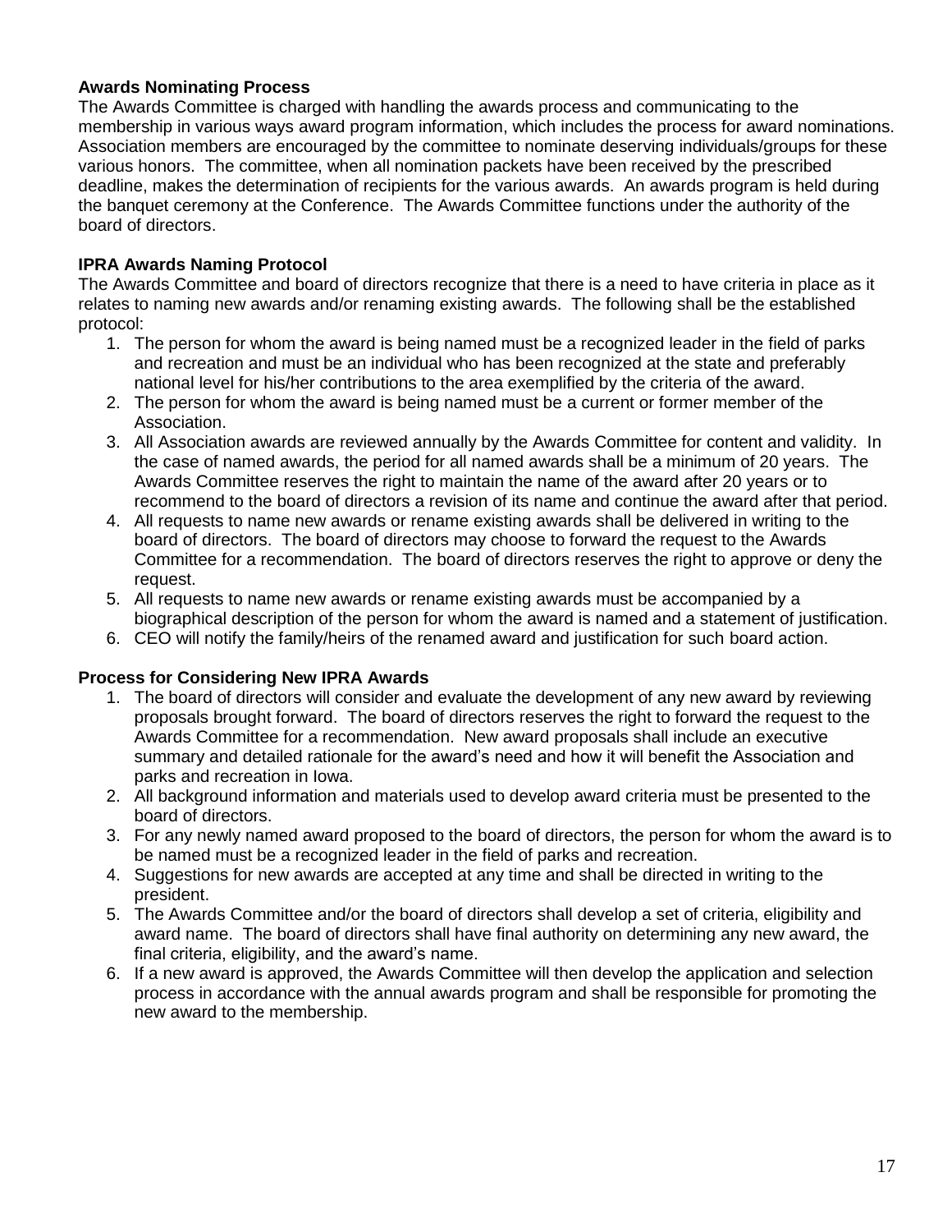**Awards Nominating Process**

The Awards Committee is charged with handling the awards process and communicating to the membership in various ways award program information, which includes the process for award nominations. Association members are encouraged by the committee to nominate deserving individuals/groups for these various honors. The committee, when all nomination packets have been received by the prescribed deadline, makes the determination of recipients for the various awards. An awards program is held during the banquet ceremony at the Conference. The Awards Committee functions under the authority of the board of directors.

**IPRA Awards Naming Protocol**

The Awards Committee and board of directors recognize that there is a need to have criteria in place as it relates to naming new awards and/or renaming existing awards. The following shall be the established protocol:

1. The person for whom the award is being named must be a recognized leader in the field of parks and recreation and must be an individual who has been recognized at the state and preferably national level for his/her contributions to the area exemplified by the criteria of the award.
2. The person for whom the award is being named must be a current or former member of the Association.
3. All Association awards are reviewed annually by the Awards Committee for content and validity. In the case of named awards, the period for all named awards shall be a minimum of 20 years. The Awards Committee reserves the right to maintain the name of the award after 20 years or to recommend to the board of directors a revision of its name and continue the award after that period.
4. All requests to name new awards or rename existing awards shall be delivered in writing to the board of directors. The board of directors may choose to forward the request to the Awards Committee for a recommendation. The board of directors reserves the right to approve or deny the request.
5. All requests to name new awards or rename existing awards must be accompanied by a biographical description of the person for whom the award is named and a statement of justification.
6. CEO will notify the family/heirs of the renamed award and justification for such board action.

**Process for Considering New IPRA Awards**

1. The board of directors will consider and evaluate the development of any new award by reviewing proposals brought forward. The board of directors reserves the right to forward the request to the Awards Committee for a recommendation. New award proposals shall include an executive summary and detailed rationale for the award's need and how it will benefit the Association and parks and recreation in Iowa.
2. All background information and materials used to develop award criteria must be presented to the board of directors.
3. For any newly named award proposed to the board of directors, the person for whom the award is to be named must be a recognized leader in the field of parks and recreation.
4. Suggestions for new awards are accepted at any time and shall be directed in writing to the president.
5. The Awards Committee and/or the board of directors shall develop a set of criteria, eligibility and award name. The board of directors shall have final authority on determining any new award, the final criteria, eligibility, and the award's name.
6. If a new award is approved, the Awards Committee will then develop the application and selection process in accordance with the annual awards program and shall be responsible for promoting the new award to the membership.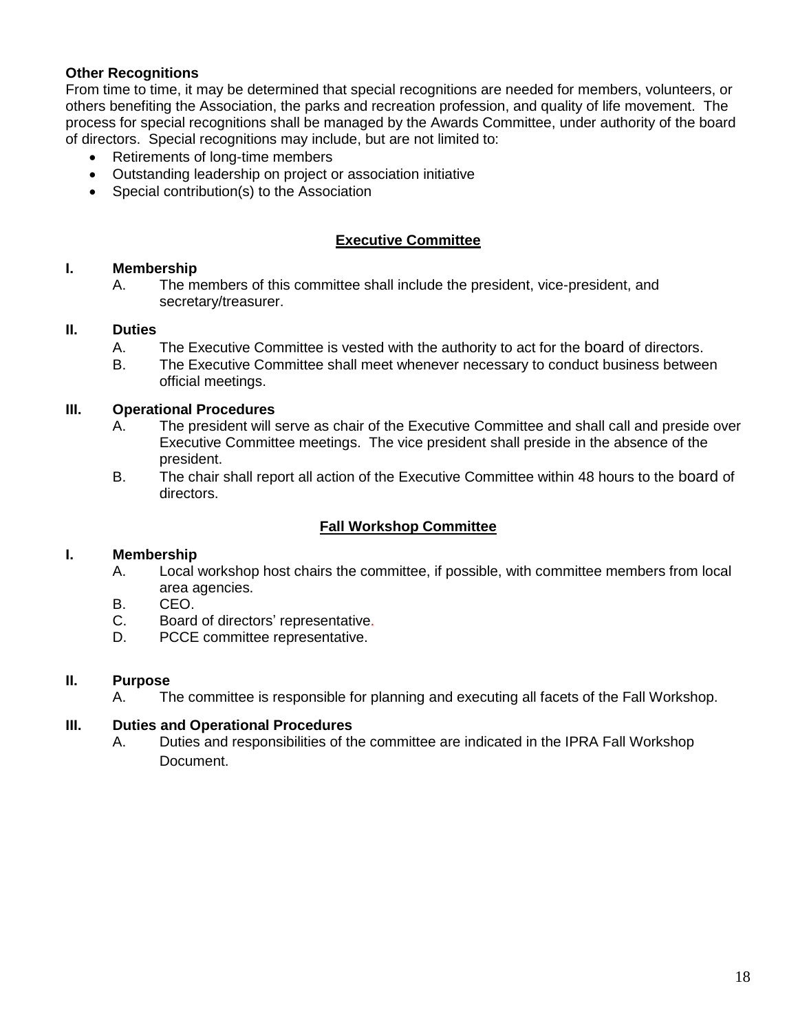**Other Recognitions**

From time to time, it may be determined that special recognitions are needed for members, volunteers, or others benefiting the Association, the parks and recreation profession, and quality of life movement. The process for special recognitions shall be managed by the Awards Committee, under authority of the board of directors. Special recognitions may include, but are not limited to:

- Retirements of long-time members
- Outstanding leadership on project or association initiative
- Special contribution(s) to the Association

## Executive Committee

**I. Membership**

A. The members of this committee shall include the president, vice-president, and secretary/treasurer.

**II. Duties**

A. The Executive Committee is vested with the authority to act for the board of directors.

B. The Executive Committee shall meet whenever necessary to conduct business between official meetings.

**III. Operational Procedures**

A. The president will serve as chair of the Executive Committee and shall call and preside over Executive Committee meetings. The vice president shall preside in the absence of the president.

B. The chair shall report all action of the Executive Committee within 48 hours to the board of directors.

## Fall Workshop Committee

**I. Membership**

A. Local workshop host chairs the committee, if possible, with committee members from local area agencies.

B. CEO.

C. Board of directors' representative.

D. PCCE committee representative.

**II. Purpose**

A. The committee is responsible for planning and executing all facets of the Fall Workshop.

**III. Duties and Operational Procedures**

A. Duties and responsibilities of the committee are indicated in the IPRA Fall Workshop Document.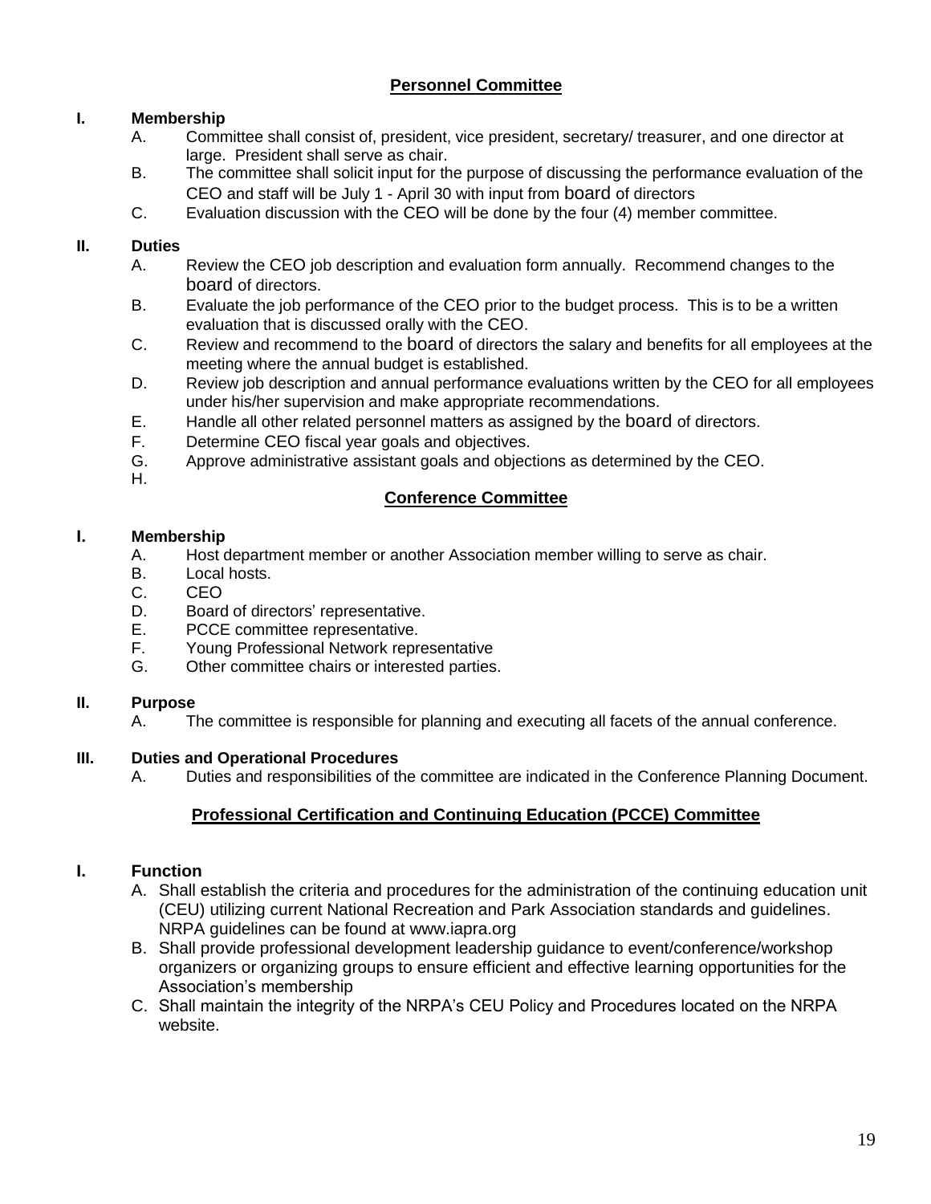## Personnel Committee

**I. Membership**

A. Committee shall consist of, president, vice president, secretary/ treasurer, and one director at large. President shall serve as chair.

B. The committee shall solicit input for the purpose of discussing the performance evaluation of the CEO and staff will be July 1 - April 30 with input from board of directors

C. Evaluation discussion with the CEO will be done by the four (4) member committee.

**II. Duties**

A. Review the CEO job description and evaluation form annually. Recommend changes to the board of directors.

B. Evaluate the job performance of the CEO prior to the budget process. This is to be a written evaluation that is discussed orally with the CEO.

C. Review and recommend to the board of directors the salary and benefits for all employees at the meeting where the annual budget is established.

D. Review job description and annual performance evaluations written by the CEO for all employees under his/her supervision and make appropriate recommendations.

E. Handle all other related personnel matters as assigned by the board of directors.

F. Determine CEO fiscal year goals and objectives.

G. Approve administrative assistant goals and objections as determined by the CEO.

H.

## Conference Committee

**I. Membership**

A. Host department member or another Association member willing to serve as chair.

B. Local hosts.

C. CEO

D. Board of directors' representative.

E. PCCE committee representative.

F. Young Professional Network representative

G. Other committee chairs or interested parties.

**II. Purpose**

A. The committee is responsible for planning and executing all facets of the annual conference.

**III. Duties and Operational Procedures**

A. Duties and responsibilities of the committee are indicated in the Conference Planning Document.

## Professional Certification and Continuing Education (PCCE) Committee

**I. Function**

A. Shall establish the criteria and procedures for the administration of the continuing education unit (CEU) utilizing current National Recreation and Park Association standards and guidelines. NRPA guidelines can be found at www.iapra.org

B. Shall provide professional development leadership guidance to event/conference/workshop organizers or organizing groups to ensure efficient and effective learning opportunities for the Association's membership

C. Shall maintain the integrity of the NRPA's CEU Policy and Procedures located on the NRPA website.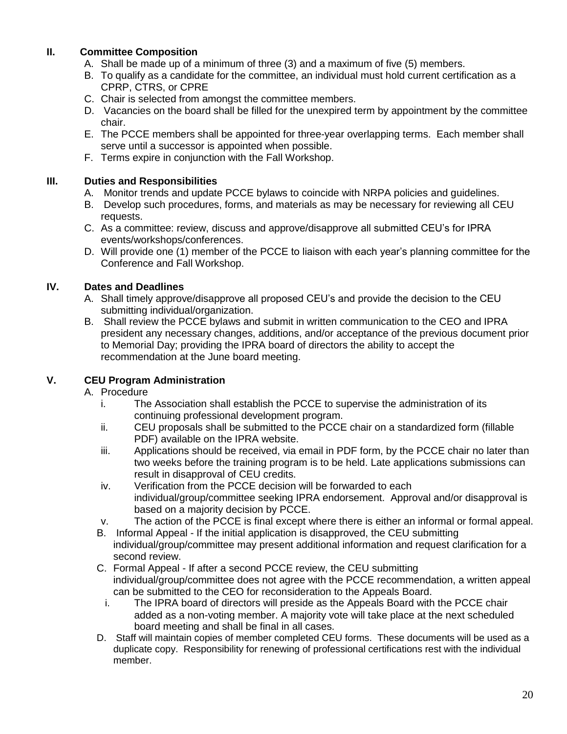## II. Committee Composition

A. Shall be made up of a minimum of three (3) and a maximum of five (5) members.
B. To qualify as a candidate for the committee, an individual must hold current certification as a CPRP, CTRS, or CPRE
C. Chair is selected from amongst the committee members.
D. Vacancies on the board shall be filled for the unexpired term by appointment by the committee chair.
E. The PCCE members shall be appointed for three-year overlapping terms. Each member shall serve until a successor is appointed when possible.
F. Terms expire in conjunction with the Fall Workshop.

## III. Duties and Responsibilities

A. Monitor trends and update PCCE bylaws to coincide with NRPA policies and guidelines.
B. Develop such procedures, forms, and materials as may be necessary for reviewing all CEU requests.
C. As a committee: review, discuss and approve/disapprove all submitted CEU's for IPRA events/workshops/conferences.
D. Will provide one (1) member of the PCCE to liaison with each year's planning committee for the Conference and Fall Workshop.

## IV. Dates and Deadlines

A. Shall timely approve/disapprove all proposed CEU's and provide the decision to the CEU submitting individual/organization.
B. Shall review the PCCE bylaws and submit in written communication to the CEO and IPRA president any necessary changes, additions, and/or acceptance of the previous document prior to Memorial Day; providing the IPRA board of directors the ability to accept the recommendation at the June board meeting.

## V. CEU Program Administration

A. Procedure
   i. The Association shall establish the PCCE to supervise the administration of its continuing professional development program.
   ii. CEU proposals shall be submitted to the PCCE chair on a standardized form (fillable PDF) available on the IPRA website.
   iii. Applications should be received, via email in PDF form, by the PCCE chair no later than two weeks before the training program is to be held. Late applications submissions can result in disapproval of CEU credits.
   iv. Verification from the PCCE decision will be forwarded to each individual/group/committee seeking IPRA endorsement. Approval and/or disapproval is based on a majority decision by PCCE.
   v. The action of the PCCE is final except where there is either an informal or formal appeal.

B. Informal Appeal - If the initial application is disapproved, the CEU submitting individual/group/committee may present additional information and request clarification for a second review.

C. Formal Appeal - If after a second PCCE review, the CEU submitting individual/group/committee does not agree with the PCCE recommendation, a written appeal can be submitted to the CEO for reconsideration to the Appeals Board.
   i. The IPRA board of directors will preside as the Appeals Board with the PCCE chair added as a non-voting member. A majority vote will take place at the next scheduled board meeting and shall be final in all cases.

D. Staff will maintain copies of member completed CEU forms. These documents will be used as a duplicate copy. Responsibility for renewing of professional certifications rest with the individual member.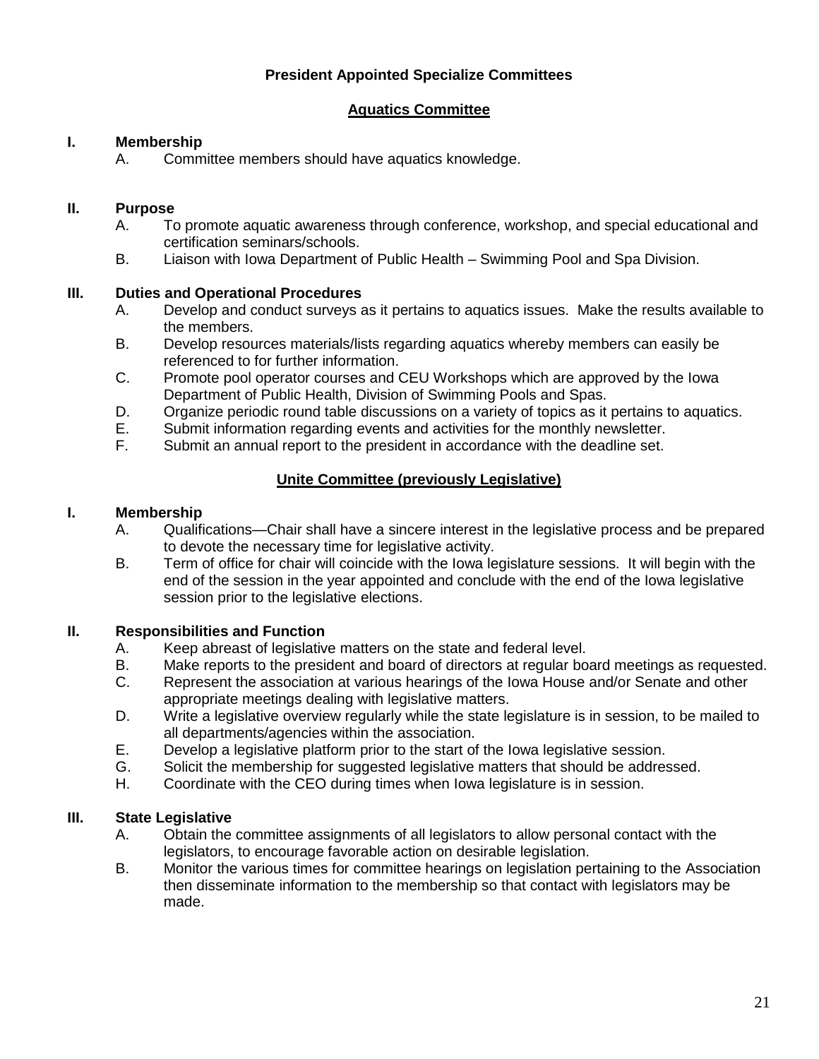## President Appointed Specialize Committees

### Aquatics Committee

**I. Membership**

A. Committee members should have aquatics knowledge.

**II. Purpose**

A. To promote aquatic awareness through conference, workshop, and special educational and certification seminars/schools.

B. Liaison with Iowa Department of Public Health – Swimming Pool and Spa Division.

**III. Duties and Operational Procedures**

A. Develop and conduct surveys as it pertains to aquatics issues. Make the results available to the members.

B. Develop resources materials/lists regarding aquatics whereby members can easily be referenced to for further information.

C. Promote pool operator courses and CEU Workshops which are approved by the Iowa Department of Public Health, Division of Swimming Pools and Spas.

D. Organize periodic round table discussions on a variety of topics as it pertains to aquatics.

E. Submit information regarding events and activities for the monthly newsletter.

F. Submit an annual report to the president in accordance with the deadline set.

### Unite Committee (previously Legislative)

**I. Membership**

A. Qualifications—Chair shall have a sincere interest in the legislative process and be prepared to devote the necessary time for legislative activity.

B. Term of office for chair will coincide with the Iowa legislature sessions. It will begin with the end of the session in the year appointed and conclude with the end of the Iowa legislative session prior to the legislative elections.

**II. Responsibilities and Function**

A. Keep abreast of legislative matters on the state and federal level.

B. Make reports to the president and board of directors at regular board meetings as requested.

C. Represent the association at various hearings of the Iowa House and/or Senate and other appropriate meetings dealing with legislative matters.

D. Write a legislative overview regularly while the state legislature is in session, to be mailed to all departments/agencies within the association.

E. Develop a legislative platform prior to the start of the Iowa legislative session.

G. Solicit the membership for suggested legislative matters that should be addressed.

H. Coordinate with the CEO during times when Iowa legislature is in session.

**III. State Legislative**

A. Obtain the committee assignments of all legislators to allow personal contact with the legislators, to encourage favorable action on desirable legislation.

B. Monitor the various times for committee hearings on legislation pertaining to the Association then disseminate information to the membership so that contact with legislators may be made.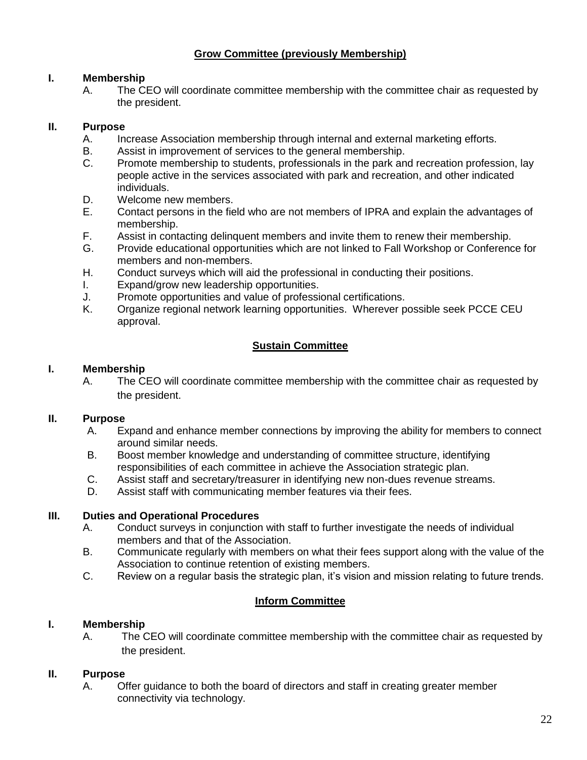## Grow Committee (previously Membership)

**I. Membership**

A. The CEO will coordinate committee membership with the committee chair as requested by the president.

**II. Purpose**

A. Increase Association membership through internal and external marketing efforts.
B. Assist in improvement of services to the general membership.
C. Promote membership to students, professionals in the park and recreation profession, lay people active in the services associated with park and recreation, and other indicated individuals.
D. Welcome new members.
E. Contact persons in the field who are not members of IPRA and explain the advantages of membership.
F. Assist in contacting delinquent members and invite them to renew their membership.
G. Provide educational opportunities which are not linked to Fall Workshop or Conference for members and non-members.
H. Conduct surveys which will aid the professional in conducting their positions.
I. Expand/grow new leadership opportunities.
J. Promote opportunities and value of professional certifications.
K. Organize regional network learning opportunities. Wherever possible seek PCCE CEU approval.

## Sustain Committee

**I. Membership**

A. The CEO will coordinate committee membership with the committee chair as requested by the president.

**II. Purpose**

A. Expand and enhance member connections by improving the ability for members to connect around similar needs.
B. Boost member knowledge and understanding of committee structure, identifying responsibilities of each committee in achieve the Association strategic plan.
C. Assist staff and secretary/treasurer in identifying new non-dues revenue streams.
D. Assist staff with communicating member features via their fees.

**III. Duties and Operational Procedures**

A. Conduct surveys in conjunction with staff to further investigate the needs of individual members and that of the Association.
B. Communicate regularly with members on what their fees support along with the value of the Association to continue retention of existing members.
C. Review on a regular basis the strategic plan, it's vision and mission relating to future trends.

## Inform Committee

**I. Membership**

A. The CEO will coordinate committee membership with the committee chair as requested by the president.

**II. Purpose**

A. Offer guidance to both the board of directors and staff in creating greater member connectivity via technology.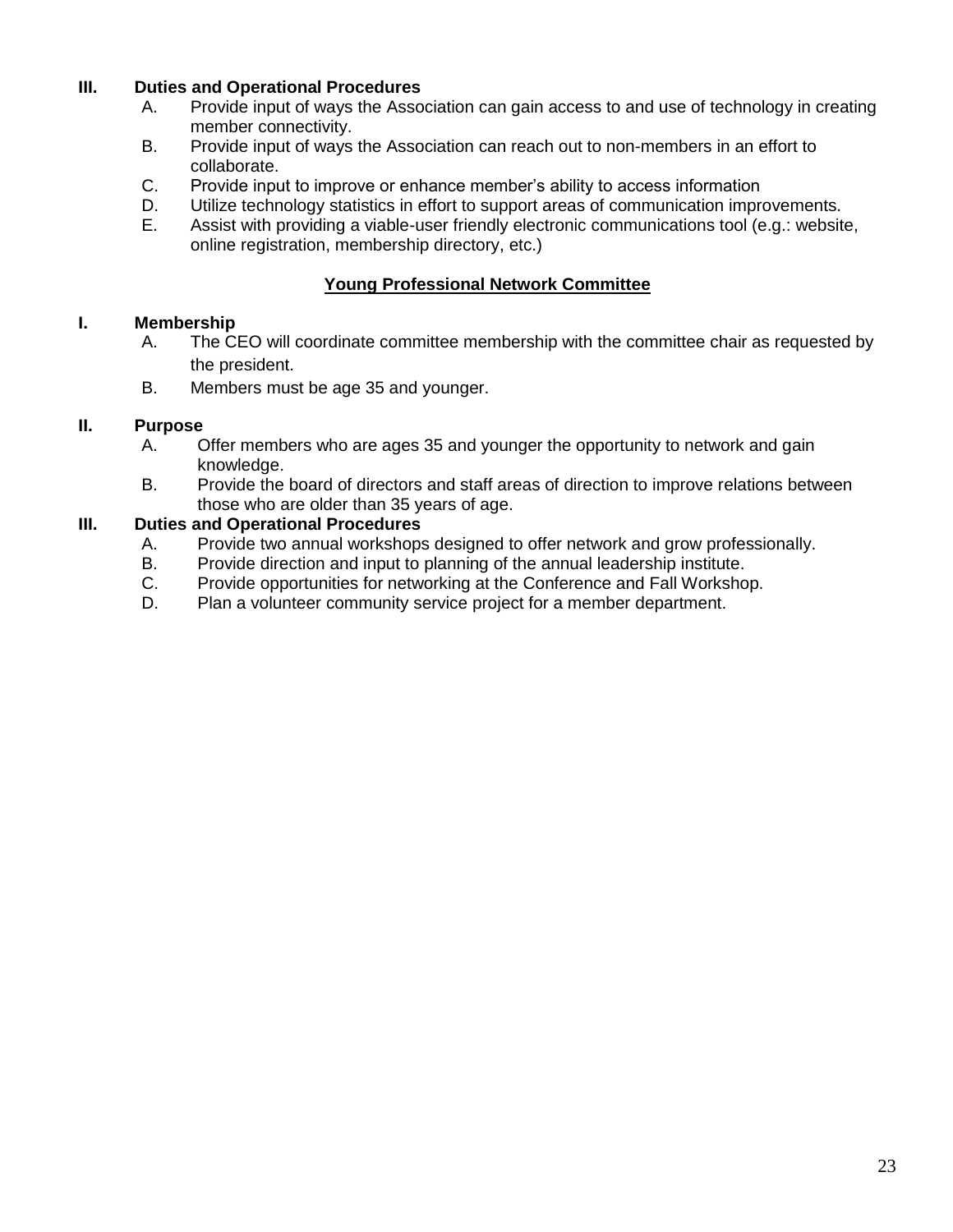**III. Duties and Operational Procedures**

A. Provide input of ways the Association can gain access to and use of technology in creating member connectivity.
B. Provide input of ways the Association can reach out to non-members in an effort to collaborate.
C. Provide input to improve or enhance member's ability to access information
D. Utilize technology statistics in effort to support areas of communication improvements.
E. Assist with providing a viable-user friendly electronic communications tool (e.g.: website, online registration, membership directory, etc.)

## Young Professional Network Committee

**I. Membership**

A. The CEO will coordinate committee membership with the committee chair as requested by the president.
B. Members must be age 35 and younger.

**II. Purpose**

A. Offer members who are ages 35 and younger the opportunity to network and gain knowledge.
B. Provide the board of directors and staff areas of direction to improve relations between those who are older than 35 years of age.

**III. Duties and Operational Procedures**

A. Provide two annual workshops designed to offer network and grow professionally.
B. Provide direction and input to planning of the annual leadership institute.
C. Provide opportunities for networking at the Conference and Fall Workshop.
D. Plan a volunteer community service project for a member department.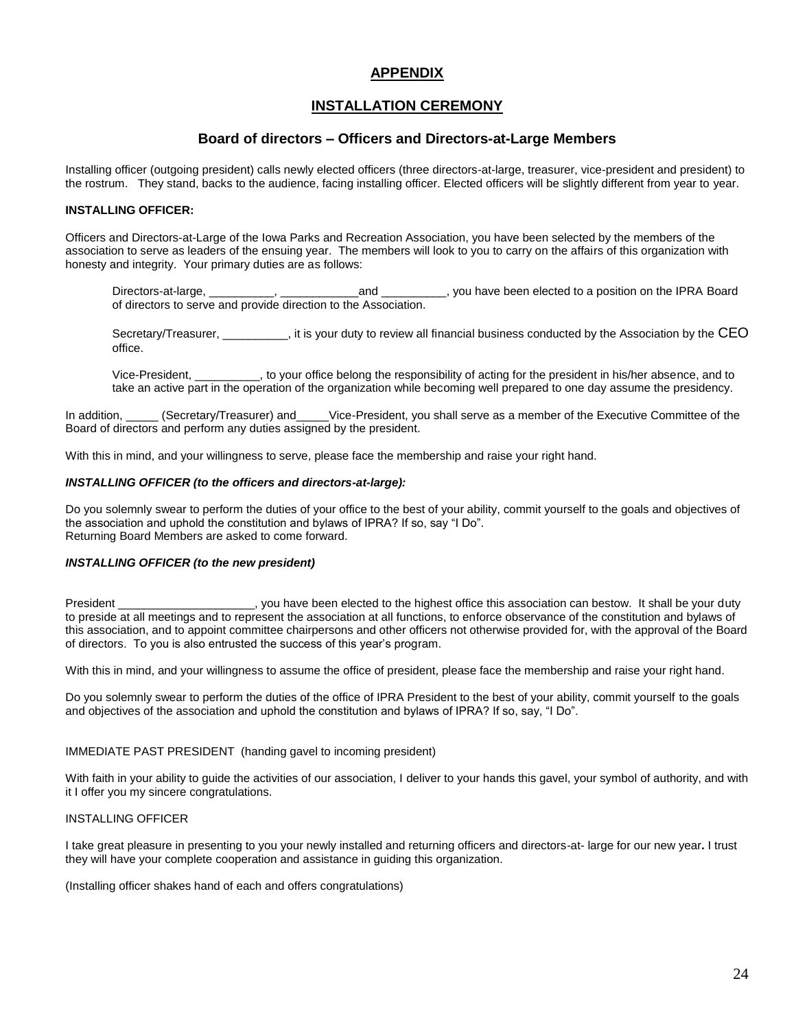# APPENDIX

## INSTALLATION CEREMONY

### Board of directors – Officers and Directors-at-Large Members

Installing officer (outgoing president) calls newly elected officers (three directors-at-large, treasurer, vice-president and president) to the rostrum. They stand, backs to the audience, facing installing officer. Elected officers will be slightly different from year to year.

**INSTALLING OFFICER:**

Officers and Directors-at-Large of the Iowa Parks and Recreation Association, you have been selected by the members of the association to serve as leaders of the ensuing year. The members will look to you to carry on the affairs of this organization with honesty and integrity. Your primary duties are as follows:

> Directors-at-large, __________, ____________and __________, you have been elected to a position on the IPRA Board of directors to serve and provide direction to the Association.
>
> Secretary/Treasurer, __________, it is your duty to review all financial business conducted by the Association by the CEO office.
>
> Vice-President, __________, to your office belong the responsibility of acting for the president in his/her absence, and to take an active part in the operation of the organization while becoming well prepared to one day assume the presidency.

In addition, _____ (Secretary/Treasurer) and_____Vice-President, you shall serve as a member of the Executive Committee of the Board of directors and perform any duties assigned by the president.

With this in mind, and your willingness to serve, please face the membership and raise your right hand.

***INSTALLING OFFICER (to the officers and directors-at-large):***

Do you solemnly swear to perform the duties of your office to the best of your ability, commit yourself to the goals and objectives of the association and uphold the constitution and bylaws of IPRA? If so, say "I Do".
Returning Board Members are asked to come forward.

***INSTALLING OFFICER (to the new president)***

President _____________________, you have been elected to the highest office this association can bestow. It shall be your duty to preside at all meetings and to represent the association at all functions, to enforce observance of the constitution and bylaws of this association, and to appoint committee chairpersons and other officers not otherwise provided for, with the approval of the Board of directors. To you is also entrusted the success of this year's program.

With this in mind, and your willingness to assume the office of president, please face the membership and raise your right hand.

Do you solemnly swear to perform the duties of the office of IPRA President to the best of your ability, commit yourself to the goals and objectives of the association and uphold the constitution and bylaws of IPRA? If so, say, "I Do".

IMMEDIATE PAST PRESIDENT (handing gavel to incoming president)

With faith in your ability to guide the activities of our association, I deliver to your hands this gavel, your symbol of authority, and with it I offer you my sincere congratulations.

INSTALLING OFFICER

I take great pleasure in presenting to you your newly installed and returning officers and directors-at- large for our new year**.** I trust they will have your complete cooperation and assistance in guiding this organization.

(Installing officer shakes hand of each and offers congratulations)